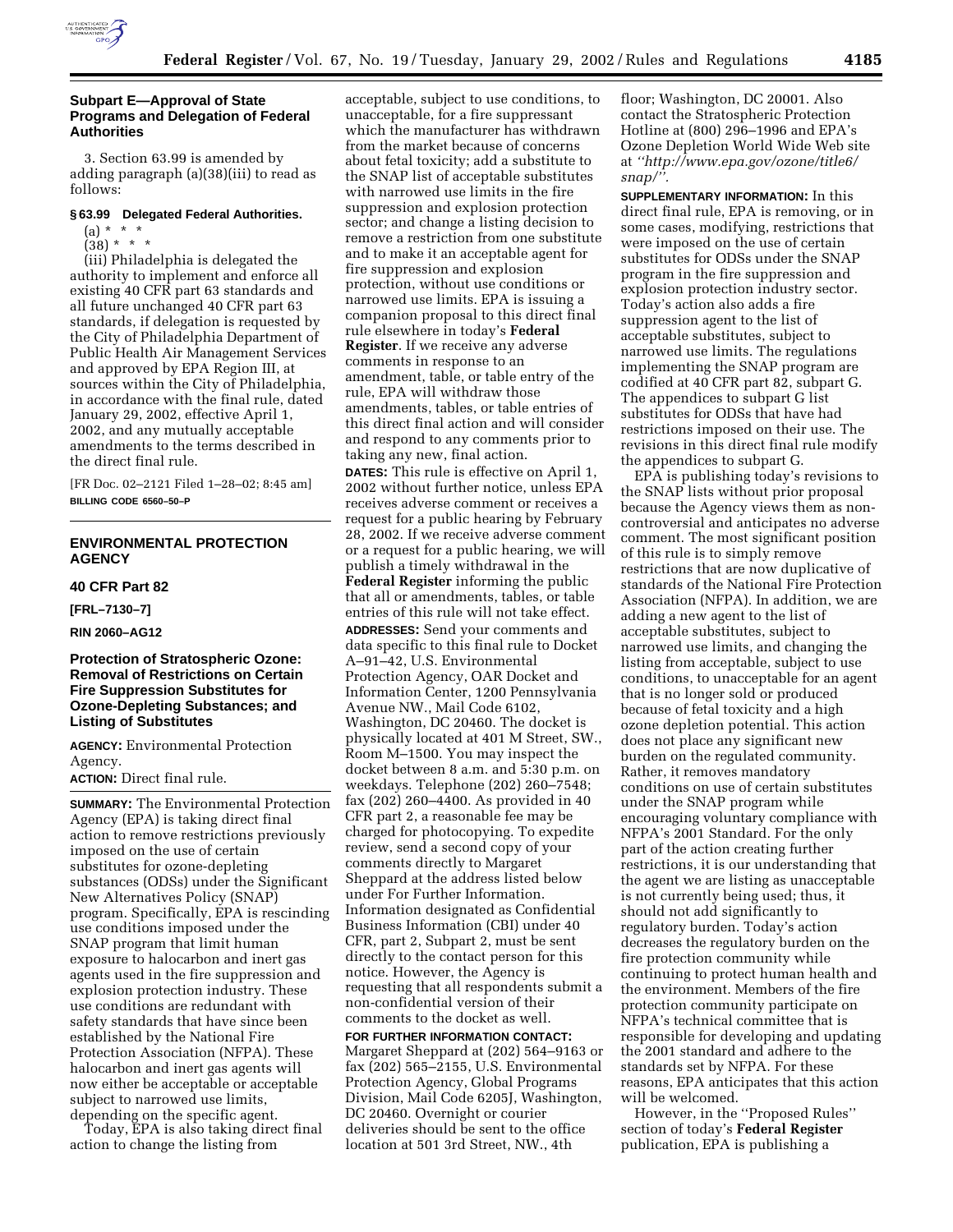### Subpart E—Approval of State Programs and Delegation of Federal Authorities

3. Section 63.99 is amended by adding paragraph (a)(38)(iii) to read as follows:

**§ 63.99 Delegated Federal Authorities.**

(a) * * *

(38) * * *

(iii) Philadelphia is delegated the authority to implement and enforce all existing 40 CFR part 63 standards and all future unchanged 40 CFR part 63 standards, if delegation is requested by the City of Philadelphia Department of Public Health Air Management Services and approved by EPA Region III, at sources within the City of Philadelphia, in accordance with the final rule, dated January 29, 2002, effective April 1, 2002, and any mutually acceptable amendments to the terms described in the direct final rule.

[FR Doc. 02–2121 Filed 1–28–02; 8:45 am]

**BILLING CODE 6560–50–P**

---

## ENVIRONMENTAL PROTECTION AGENCY

### 40 CFR Part 82

**[FRL–7130–7]**

**RIN 2060–AG12**

### Protection of Stratospheric Ozone: Removal of Restrictions on Certain Fire Suppression Substitutes for Ozone-Depleting Substances; and Listing of Substitutes

**AGENCY:** Environmental Protection Agency.

**ACTION:** Direct final rule.

**SUMMARY:** The Environmental Protection Agency (EPA) is taking direct final action to remove restrictions previously imposed on the use of certain substitutes for ozone-depleting substances (ODSs) under the Significant New Alternatives Policy (SNAP) program. Specifically, EPA is rescinding use conditions imposed under the SNAP program that limit human exposure to halocarbon and inert gas agents used in the fire suppression and explosion protection industry. These use conditions are redundant with safety standards that have since been established by the National Fire Protection Association (NFPA). These halocarbon and inert gas agents will now either be acceptable or acceptable subject to narrowed use limits, depending on the specific agent.

Today, EPA is also taking direct final action to change the listing from acceptable, subject to use conditions, to unacceptable, for a fire suppressant which the manufacturer has withdrawn from the market because of concerns about fetal toxicity; add a substitute to the SNAP list of acceptable substitutes with narrowed use limits in the fire suppression and explosion protection sector; and change a listing decision to remove a restriction from one substitute and to make it an acceptable agent for fire suppression and explosion protection, without use conditions or narrowed use limits. EPA is issuing a companion proposal to this direct final rule elsewhere in today's **Federal Register**. If we receive any adverse comments in response to an amendment, table, or table entry of the rule, EPA will withdraw those amendments, tables, or table entries of this direct final action and will consider and respond to any comments prior to taking any new, final action.

**DATES:** This rule is effective on April 1, 2002 without further notice, unless EPA receives adverse comment or receives a request for a public hearing by February 28, 2002. If we receive adverse comment or a request for a public hearing, we will publish a timely withdrawal in the **Federal Register** informing the public that all or amendments, tables, or table entries of this rule will not take effect.

**ADDRESSES:** Send your comments and data specific to this final rule to Docket A–91–42, U.S. Environmental Protection Agency, OAR Docket and Information Center, 1200 Pennsylvania Avenue NW., Mail Code 6102, Washington, DC 20460. The docket is physically located at 401 M Street, SW., Room M–1500. You may inspect the docket between 8 a.m. and 5:30 p.m. on weekdays. Telephone (202) 260–7548; fax (202) 260–4400. As provided in 40 CFR part 2, a reasonable fee may be charged for photocopying. To expedite review, send a second copy of your comments directly to Margaret Sheppard at the address listed below under For Further Information. Information designated as Confidential Business Information (CBI) under 40 CFR, part 2, Subpart 2, must be sent directly to the contact person for this notice. However, the Agency is requesting that all respondents submit a non-confidential version of their comments to the docket as well.

**FOR FURTHER INFORMATION CONTACT:** Margaret Sheppard at (202) 564–9163 or fax (202) 565–2155, U.S. Environmental Protection Agency, Global Programs Division, Mail Code 6205J, Washington, DC 20460. Overnight or courier deliveries should be sent to the office location at 501 3rd Street, NW., 4th floor; Washington, DC 20001. Also contact the Stratospheric Protection Hotline at (800) 296–1996 and EPA's Ozone Depletion World Wide Web site at *"http://www.epa.gov/ozone/title6/snap/"*.

**SUPPLEMENTARY INFORMATION:** In this direct final rule, EPA is removing, or in some cases, modifying, restrictions that were imposed on the use of certain substitutes for ODSs under the SNAP program in the fire suppression and explosion protection industry sector. Today's action also adds a fire suppression agent to the list of acceptable substitutes, subject to narrowed use limits. The regulations implementing the SNAP program are codified at 40 CFR part 82, subpart G. The appendices to subpart G list substitutes for ODSs that have had restrictions imposed on their use. The revisions in this direct final rule modify the appendices to subpart G.

EPA is publishing today's revisions to the SNAP lists without prior proposal because the Agency views them as non-controversial and anticipates no adverse comment. The most significant position of this rule is to simply remove restrictions that are now duplicative of standards of the National Fire Protection Association (NFPA). In addition, we are adding a new agent to the list of acceptable substitutes, subject to narrowed use limits, and changing the listing from acceptable, subject to use conditions, to unacceptable for an agent that is no longer sold or produced because of fetal toxicity and a high ozone depletion potential. This action does not place any significant new burden on the regulated community. Rather, it removes mandatory conditions on use of certain substitutes under the SNAP program while encouraging voluntary compliance with NFPA's 2001 Standard. For the only part of the action creating further restrictions, it is our understanding that the agent we are listing as unacceptable is not currently being used; thus, it should not add significantly to regulatory burden. Today's action decreases the regulatory burden on the fire protection community while continuing to protect human health and the environment. Members of the fire protection community participate on NFPA's technical committee that is responsible for developing and updating the 2001 standard and adhere to the standards set by NFPA. For these reasons, EPA anticipates that this action will be welcomed.

However, in the "Proposed Rules" section of today's **Federal Register** publication, EPA is publishing a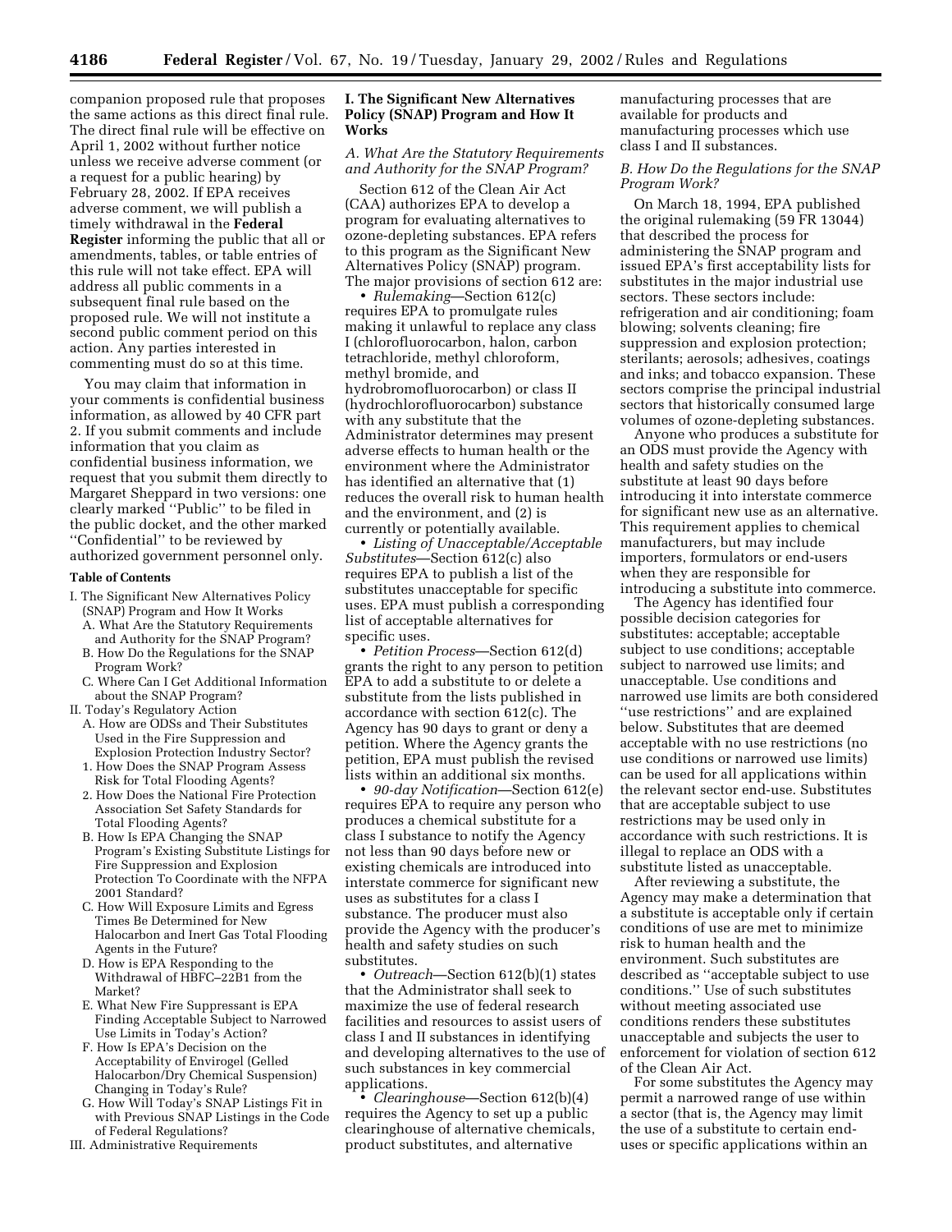companion proposed rule that proposes the same actions as this direct final rule. The direct final rule will be effective on April 1, 2002 without further notice unless we receive adverse comment (or a request for a public hearing) by February 28, 2002. If EPA receives adverse comment, we will publish a timely withdrawal in the **Federal Register** informing the public that all or amendments, tables, or table entries of this rule will not take effect. EPA will address all public comments in a subsequent final rule based on the proposed rule. We will not institute a second public comment period on this action. Any parties interested in commenting must do so at this time.

You may claim that information in your comments is confidential business information, as allowed by 40 CFR part 2. If you submit comments and include information that you claim as confidential business information, we request that you submit them directly to Margaret Sheppard in two versions: one clearly marked ''Public'' to be filed in the public docket, and the other marked ''Confidential'' to be reviewed by authorized government personnel only.

**Table of Contents**

- I. The Significant New Alternatives Policy (SNAP) Program and How It Works
  - A. What Are the Statutory Requirements and Authority for the SNAP Program?
  - B. How Do the Regulations for the SNAP Program Work?
  - C. Where Can I Get Additional Information about the SNAP Program?
- II. Today's Regulatory Action
  - A. How are ODSs and Their Substitutes Used in the Fire Suppression and Explosion Protection Industry Sector?
    - 1. How Does the SNAP Program Assess Risk for Total Flooding Agents?
    - 2. How Does the National Fire Protection Association Set Safety Standards for Total Flooding Agents?
  - B. How Is EPA Changing the SNAP Program's Existing Substitute Listings for Fire Suppression and Explosion Protection To Coordinate with the NFPA 2001 Standard?
  - C. How Will Exposure Limits and Egress Times Be Determined for New Halocarbon and Inert Gas Total Flooding Agents in the Future?
  - D. How is EPA Responding to the Withdrawal of HBFC–22B1 from the Market?
  - E. What New Fire Suppressant is EPA Finding Acceptable Subject to Narrowed Use Limits in Today's Action?
  - F. How Is EPA's Decision on the Acceptability of Envirogel (Gelled Halocarbon/Dry Chemical Suspension) Changing in Today's Rule?
  - G. How Will Today's SNAP Listings Fit in with Previous SNAP Listings in the Code of Federal Regulations?
- III. Administrative Requirements

## I. The Significant New Alternatives Policy (SNAP) Program and How It Works

### A. What Are the Statutory Requirements and Authority for the SNAP Program?

Section 612 of the Clean Air Act (CAA) authorizes EPA to develop a program for evaluating alternatives to ozone-depleting substances. EPA refers to this program as the Significant New Alternatives Policy (SNAP) program. The major provisions of section 612 are:

- *Rulemaking*—Section 612(c) requires EPA to promulgate rules making it unlawful to replace any class I (chlorofluorocarbon, halon, carbon tetrachloride, methyl chloroform, methyl bromide, and hydrobromofluorocarbon) or class II (hydrochlorofluorocarbon) substance with any substitute that the Administrator determines may present adverse effects to human health or the environment where the Administrator has identified an alternative that (1) reduces the overall risk to human health and the environment, and (2) is currently or potentially available.
- *Listing of Unacceptable/Acceptable Substitutes*—Section 612(c) also requires EPA to publish a list of the substitutes unacceptable for specific uses. EPA must publish a corresponding list of acceptable alternatives for specific uses.
- *Petition Process*—Section 612(d) grants the right to any person to petition EPA to add a substitute to or delete a substitute from the lists published in accordance with section 612(c). The Agency has 90 days to grant or deny a petition. Where the Agency grants the petition, EPA must publish the revised lists within an additional six months.
- *90-day Notification*—Section 612(e) requires EPA to require any person who produces a chemical substitute for a class I substance to notify the Agency not less than 90 days before new or existing chemicals are introduced into interstate commerce for significant new uses as substitutes for a class I substance. The producer must also provide the Agency with the producer's health and safety studies on such substitutes.
- *Outreach*—Section 612(b)(1) states that the Administrator shall seek to maximize the use of federal research facilities and resources to assist users of class I and II substances in identifying and developing alternatives to the use of such substances in key commercial applications.
- *Clearinghouse*—Section 612(b)(4) requires the Agency to set up a public clearinghouse of alternative chemicals, product substitutes, and alternative manufacturing processes that are available for products and manufacturing processes which use class I and II substances.

### B. How Do the Regulations for the SNAP Program Work?

On March 18, 1994, EPA published the original rulemaking (59 FR 13044) that described the process for administering the SNAP program and issued EPA's first acceptability lists for substitutes in the major industrial use sectors. These sectors include: refrigeration and air conditioning; foam blowing; solvents cleaning; fire suppression and explosion protection; sterilants; aerosols; adhesives, coatings and inks; and tobacco expansion. These sectors comprise the principal industrial sectors that historically consumed large volumes of ozone-depleting substances.

Anyone who produces a substitute for an ODS must provide the Agency with health and safety studies on the substitute at least 90 days before introducing it into interstate commerce for significant new use as an alternative. This requirement applies to chemical manufacturers, but may include importers, formulators or end-users when they are responsible for introducing a substitute into commerce.

The Agency has identified four possible decision categories for substitutes: acceptable; acceptable subject to use conditions; acceptable subject to narrowed use limits; and unacceptable. Use conditions and narrowed use limits are both considered ''use restrictions'' and are explained below. Substitutes that are deemed acceptable with no use restrictions (no use conditions or narrowed use limits) can be used for all applications within the relevant sector end-use. Substitutes that are acceptable subject to use restrictions may be used only in accordance with such restrictions. It is illegal to replace an ODS with a substitute listed as unacceptable.

After reviewing a substitute, the Agency may make a determination that a substitute is acceptable only if certain conditions of use are met to minimize risk to human health and the environment. Such substitutes are described as ''acceptable subject to use conditions.'' Use of such substitutes without meeting associated use conditions renders these substitutes unacceptable and subjects the user to enforcement for violation of section 612 of the Clean Air Act.

For some substitutes the Agency may permit a narrowed range of use within a sector (that is, the Agency may limit the use of a substitute to certain end-uses or specific applications within an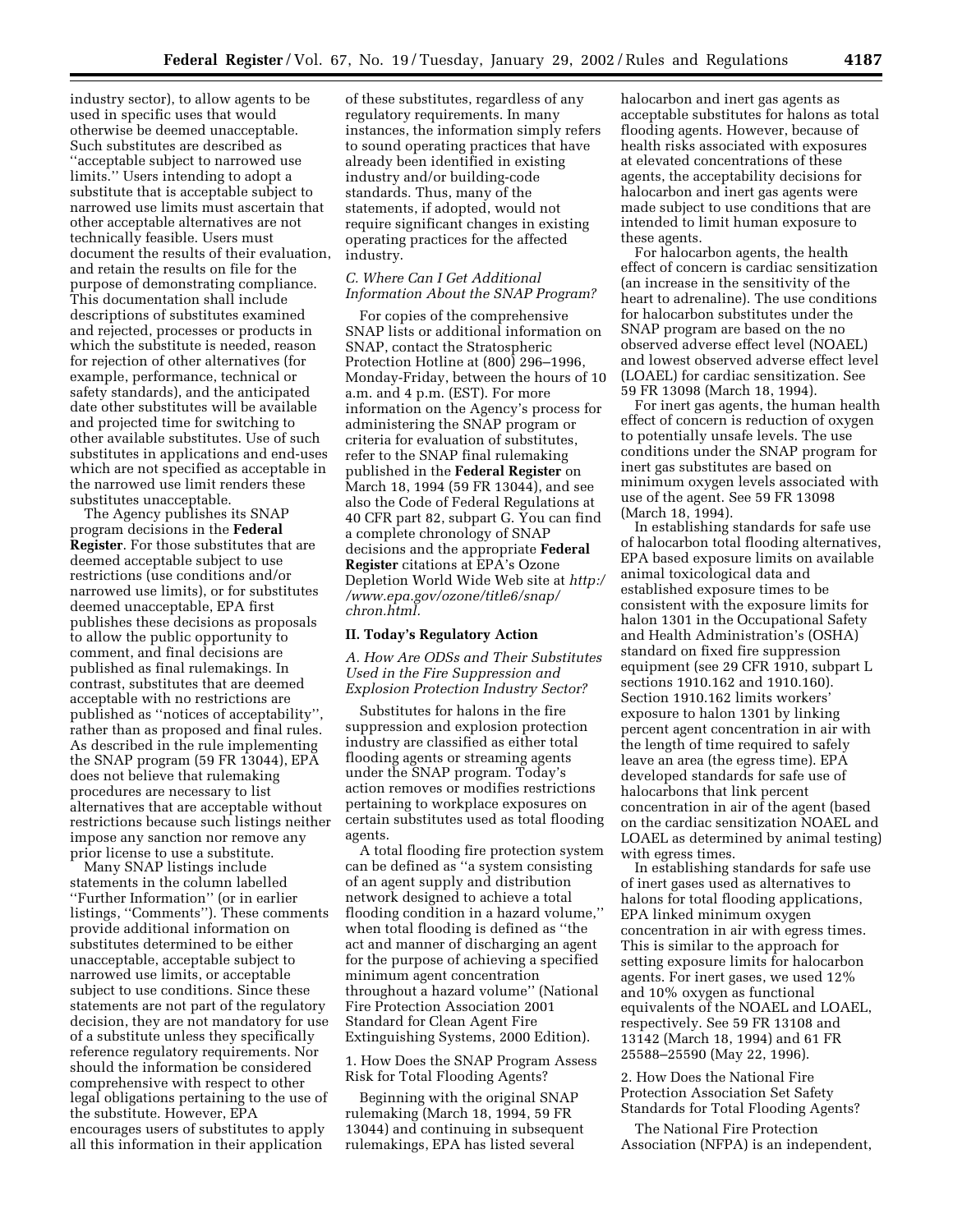industry sector), to allow agents to be used in specific uses that would otherwise be deemed unacceptable. Such substitutes are described as ''acceptable subject to narrowed use limits.'' Users intending to adopt a substitute that is acceptable subject to narrowed use limits must ascertain that other acceptable alternatives are not technically feasible. Users must document the results of their evaluation, and retain the results on file for the purpose of demonstrating compliance. This documentation shall include descriptions of substitutes examined and rejected, processes or products in which the substitute is needed, reason for rejection of other alternatives (for example, performance, technical or safety standards), and the anticipated date other substitutes will be available and projected time for switching to other available substitutes. Use of such substitutes in applications and end-uses which are not specified as acceptable in the narrowed use limit renders these substitutes unacceptable.

The Agency publishes its SNAP program decisions in the **Federal Register**. For those substitutes that are deemed acceptable subject to use restrictions (use conditions and/or narrowed use limits), or for substitutes deemed unacceptable, EPA first publishes these decisions as proposals to allow the public opportunity to comment, and final decisions are published as final rulemakings. In contrast, substitutes that are deemed acceptable with no restrictions are published as ''notices of acceptability'', rather than as proposed and final rules. As described in the rule implementing the SNAP program (59 FR 13044), EPA does not believe that rulemaking procedures are necessary to list alternatives that are acceptable without restrictions because such listings neither impose any sanction nor remove any prior license to use a substitute.

Many SNAP listings include statements in the column labelled ''Further Information'' (or in earlier listings, ''Comments''). These comments provide additional information on substitutes determined to be either unacceptable, acceptable subject to narrowed use limits, or acceptable subject to use conditions. Since these statements are not part of the regulatory decision, they are not mandatory for use of a substitute unless they specifically reference regulatory requirements. Nor should the information be considered comprehensive with respect to other legal obligations pertaining to the use of the substitute. However, EPA encourages users of substitutes to apply all this information in their application of these substitutes, regardless of any regulatory requirements. In many instances, the information simply refers to sound operating practices that have already been identified in existing industry and/or building-code standards. Thus, many of the statements, if adopted, would not require significant changes in existing operating practices for the affected industry.

### *C. Where Can I Get Additional Information About the SNAP Program?*

For copies of the comprehensive SNAP lists or additional information on SNAP, contact the Stratospheric Protection Hotline at (800) 296–1996, Monday-Friday, between the hours of 10 a.m. and 4 p.m. (EST). For more information on the Agency's process for administering the SNAP program or criteria for evaluation of substitutes, refer to the SNAP final rulemaking published in the **Federal Register** on March 18, 1994 (59 FR 13044), and see also the Code of Federal Regulations at 40 CFR part 82, subpart G. You can find a complete chronology of SNAP decisions and the appropriate **Federal Register** citations at EPA's Ozone Depletion World Wide Web site at *http://www.epa.gov/ozone/title6/snap/chron.html.*

## II. Today's Regulatory Action

### *A. How Are ODSs and Their Substitutes Used in the Fire Suppression and Explosion Protection Industry Sector?*

Substitutes for halons in the fire suppression and explosion protection industry are classified as either total flooding agents or streaming agents under the SNAP program. Today's action removes or modifies restrictions pertaining to workplace exposures on certain substitutes used as total flooding agents.

A total flooding fire protection system can be defined as ''a system consisting of an agent supply and distribution network designed to achieve a total flooding condition in a hazard volume,'' when total flooding is defined as ''the act and manner of discharging an agent for the purpose of achieving a specified minimum agent concentration throughout a hazard volume'' (National Fire Protection Association 2001 Standard for Clean Agent Fire Extinguishing Systems, 2000 Edition).

#### 1. How Does the SNAP Program Assess Risk for Total Flooding Agents?

Beginning with the original SNAP rulemaking (March 18, 1994, 59 FR 13044) and continuing in subsequent rulemakings, EPA has listed several halocarbon and inert gas agents as acceptable substitutes for halons as total flooding agents. However, because of health risks associated with exposures at elevated concentrations of these agents, the acceptability decisions for halocarbon and inert gas agents were made subject to use conditions that are intended to limit human exposure to these agents.

For halocarbon agents, the health effect of concern is cardiac sensitization (an increase in the sensitivity of the heart to adrenaline). The use conditions for halocarbon substitutes under the SNAP program are based on the no observed adverse effect level (NOAEL) and lowest observed adverse effect level (LOAEL) for cardiac sensitization. See 59 FR 13098 (March 18, 1994).

For inert gas agents, the human health effect of concern is reduction of oxygen to potentially unsafe levels. The use conditions under the SNAP program for inert gas substitutes are based on minimum oxygen levels associated with use of the agent. See 59 FR 13098 (March 18, 1994).

In establishing standards for safe use of halocarbon total flooding alternatives, EPA based exposure limits on available animal toxicological data and established exposure times to be consistent with the exposure limits for halon 1301 in the Occupational Safety and Health Administration's (OSHA) standard on fixed fire suppression equipment (see 29 CFR 1910, subpart L sections 1910.162 and 1910.160). Section 1910.162 limits workers' exposure to halon 1301 by linking percent agent concentration in air with the length of time required to safely leave an area (the egress time). EPA developed standards for safe use of halocarbons that link percent concentration in air of the agent (based on the cardiac sensitization NOAEL and LOAEL as determined by animal testing) with egress times.

In establishing standards for safe use of inert gases used as alternatives to halons for total flooding applications, EPA linked minimum oxygen concentration in air with egress times. This is similar to the approach for setting exposure limits for halocarbon agents. For inert gases, we used 12% and 10% oxygen as functional equivalents of the NOAEL and LOAEL, respectively. See 59 FR 13108 and 13142 (March 18, 1994) and 61 FR 25588–25590 (May 22, 1996).

#### 2. How Does the National Fire Protection Association Set Safety Standards for Total Flooding Agents?

The National Fire Protection Association (NFPA) is an independent,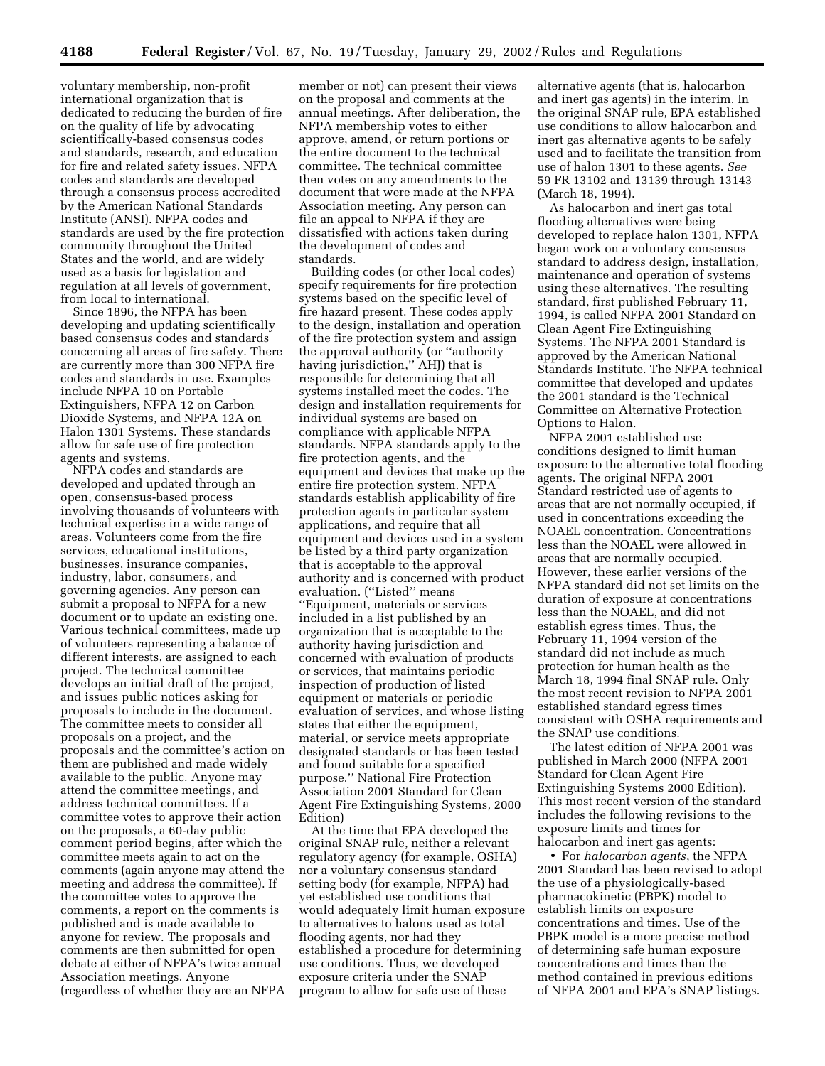voluntary membership, non-profit international organization that is dedicated to reducing the burden of fire on the quality of life by advocating scientifically-based consensus codes and standards, research, and education for fire and related safety issues. NFPA codes and standards are developed through a consensus process accredited by the American National Standards Institute (ANSI). NFPA codes and standards are used by the fire protection community throughout the United States and the world, and are widely used as a basis for legislation and regulation at all levels of government, from local to international.

Since 1896, the NFPA has been developing and updating scientifically based consensus codes and standards concerning all areas of fire safety. There are currently more than 300 NFPA fire codes and standards in use. Examples include NFPA 10 on Portable Extinguishers, NFPA 12 on Carbon Dioxide Systems, and NFPA 12A on Halon 1301 Systems. These standards allow for safe use of fire protection agents and systems.

NFPA codes and standards are developed and updated through an open, consensus-based process involving thousands of volunteers with technical expertise in a wide range of areas. Volunteers come from the fire services, educational institutions, businesses, insurance companies, industry, labor, consumers, and governing agencies. Any person can submit a proposal to NFPA for a new document or to update an existing one. Various technical committees, made up of volunteers representing a balance of different interests, are assigned to each project. The technical committee develops an initial draft of the project, and issues public notices asking for proposals to include in the document. The committee meets to consider all proposals on a project, and the proposals and the committee's action on them are published and made widely available to the public. Anyone may attend the committee meetings, and address technical committees. If a committee votes to approve their action on the proposals, a 60-day public comment period begins, after which the committee meets again to act on the comments (again anyone may attend the meeting and address the committee). If the committee votes to approve the comments, a report on the comments is published and is made available to anyone for review. The proposals and comments are then submitted for open debate at either of NFPA's twice annual Association meetings. Anyone (regardless of whether they are an NFPA member or not) can present their views on the proposal and comments at the annual meetings. After deliberation, the NFPA membership votes to either approve, amend, or return portions or the entire document to the technical committee. The technical committee then votes on any amendments to the document that were made at the NFPA Association meeting. Any person can file an appeal to NFPA if they are dissatisfied with actions taken during the development of codes and standards.

Building codes (or other local codes) specify requirements for fire protection systems based on the specific level of fire hazard present. These codes apply to the design, installation and operation of the fire protection system and assign the approval authority (or "authority having jurisdiction," AHJ) that is responsible for determining that all systems installed meet the codes. The design and installation requirements for individual systems are based on compliance with applicable NFPA standards. NFPA standards apply to the fire protection agents, and the equipment and devices that make up the entire fire protection system. NFPA standards establish applicability of fire protection agents in particular system applications, and require that all equipment and devices used in a system be listed by a third party organization that is acceptable to the approval authority and is concerned with product evaluation. ("Listed" means "Equipment, materials or services included in a list published by an organization that is acceptable to the authority having jurisdiction and concerned with evaluation of products or services, that maintains periodic inspection of production of listed equipment or materials or periodic evaluation of services, and whose listing states that either the equipment, material, or service meets appropriate designated standards or has been tested and found suitable for a specified purpose." National Fire Protection Association 2001 Standard for Clean Agent Fire Extinguishing Systems, 2000 Edition)

At the time that EPA developed the original SNAP rule, neither a relevant regulatory agency (for example, OSHA) nor a voluntary consensus standard setting body (for example, NFPA) had yet established use conditions that would adequately limit human exposure to alternatives to halons used as total flooding agents, nor had they established a procedure for determining use conditions. Thus, we developed exposure criteria under the SNAP program to allow for safe use of these alternative agents (that is, halocarbon and inert gas agents) in the interim. In the original SNAP rule, EPA established use conditions to allow halocarbon and inert gas alternative agents to be safely used and to facilitate the transition from use of halon 1301 to these agents. *See* 59 FR 13102 and 13139 through 13143 (March 18, 1994).

As halocarbon and inert gas total flooding alternatives were being developed to replace halon 1301, NFPA began work on a voluntary consensus standard to address design, installation, maintenance and operation of systems using these alternatives. The resulting standard, first published February 11, 1994, is called NFPA 2001 Standard on Clean Agent Fire Extinguishing Systems. The NFPA 2001 Standard is approved by the American National Standards Institute. The NFPA technical committee that developed and updates the 2001 standard is the Technical Committee on Alternative Protection Options to Halon.

NFPA 2001 established use conditions designed to limit human exposure to the alternative total flooding agents. The original NFPA 2001 Standard restricted use of agents to areas that are not normally occupied, if used in concentrations exceeding the NOAEL concentration. Concentrations less than the NOAEL were allowed in areas that are normally occupied. However, these earlier versions of the NFPA standard did not set limits on the duration of exposure at concentrations less than the NOAEL, and did not establish egress times. Thus, the February 11, 1994 version of the standard did not include as much protection for human health as the March 18, 1994 final SNAP rule. Only the most recent revision to NFPA 2001 established standard egress times consistent with OSHA requirements and the SNAP use conditions.

The latest edition of NFPA 2001 was published in March 2000 (NFPA 2001 Standard for Clean Agent Fire Extinguishing Systems 2000 Edition). This most recent version of the standard includes the following revisions to the exposure limits and times for halocarbon and inert gas agents:

- For *halocarbon agents*, the NFPA 2001 Standard has been revised to adopt the use of a physiologically-based pharmacokinetic (PBPK) model to establish limits on exposure concentrations and times. Use of the PBPK model is a more precise method of determining safe human exposure concentrations and times than the method contained in previous editions of NFPA 2001 and EPA's SNAP listings.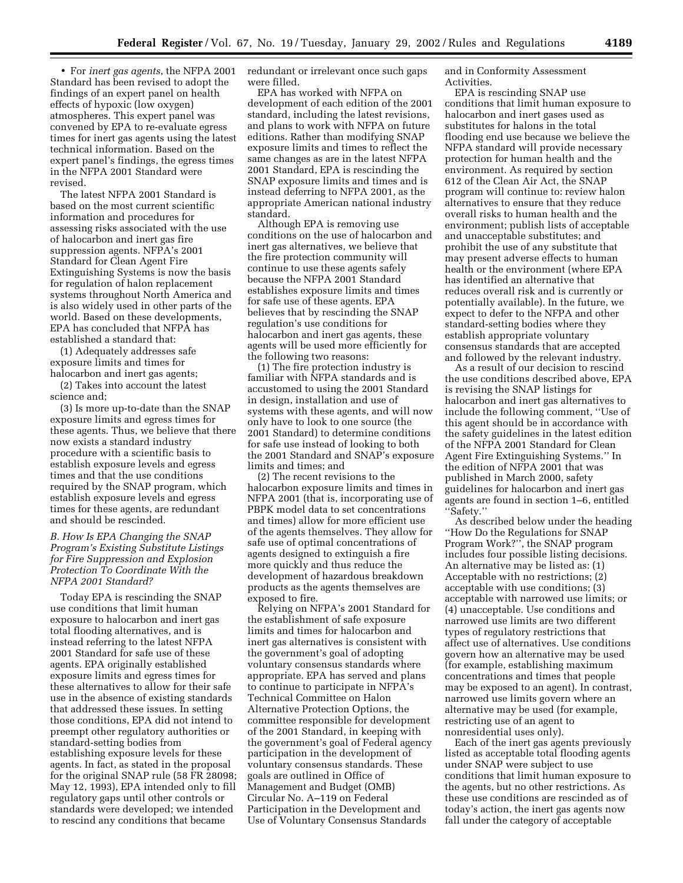• For *inert gas agents*, the NFPA 2001 Standard has been revised to adopt the findings of an expert panel on health effects of hypoxic (low oxygen) atmospheres. This expert panel was convened by EPA to re-evaluate egress times for inert gas agents using the latest technical information. Based on the expert panel's findings, the egress times in the NFPA 2001 Standard were revised.

The latest NFPA 2001 Standard is based on the most current scientific information and procedures for assessing risks associated with the use of halocarbon and inert gas fire suppression agents. NFPA's 2001 Standard for Clean Agent Fire Extinguishing Systems is now the basis for regulation of halon replacement systems throughout North America and is also widely used in other parts of the world. Based on these developments, EPA has concluded that NFPA has established a standard that:

(1) Adequately addresses safe exposure limits and times for halocarbon and inert gas agents;

(2) Takes into account the latest science and;

(3) Is more up-to-date than the SNAP exposure limits and egress times for these agents. Thus, we believe that there now exists a standard industry procedure with a scientific basis to establish exposure levels and egress times and that the use conditions required by the SNAP program, which establish exposure levels and egress times for these agents, are redundant and should be rescinded.

### *B. How Is EPA Changing the SNAP Program's Existing Substitute Listings for Fire Suppression and Explosion Protection To Coordinate With the NFPA 2001 Standard?*

Today EPA is rescinding the SNAP use conditions that limit human exposure to halocarbon and inert gas total flooding alternatives, and is instead referring to the latest NFPA 2001 Standard for safe use of these agents. EPA originally established exposure limits and egress times for these alternatives to allow for their safe use in the absence of existing standards that addressed these issues. In setting those conditions, EPA did not intend to preempt other regulatory authorities or standard-setting bodies from establishing exposure levels for these agents. In fact, as stated in the proposal for the original SNAP rule (58 FR 28098; May 12, 1993), EPA intended only to fill regulatory gaps until other controls or standards were developed; we intended to rescind any conditions that became redundant or irrelevant once such gaps were filled.

EPA has worked with NFPA on development of each edition of the 2001 standard, including the latest revisions, and plans to work with NFPA on future editions. Rather than modifying SNAP exposure limits and times to reflect the same changes as are in the latest NFPA 2001 Standard, EPA is rescinding the SNAP exposure limits and times and is instead deferring to NFPA 2001, as the appropriate American national industry standard.

Although EPA is removing use conditions on the use of halocarbon and inert gas alternatives, we believe that the fire protection community will continue to use these agents safely because the NFPA 2001 Standard establishes exposure limits and times for safe use of these agents. EPA believes that by rescinding the SNAP regulation's use conditions for halocarbon and inert gas alternatives, these agents will be used more efficiently for the following two reasons:

(1) The fire protection industry is familiar with NFPA standards and is accustomed to using the 2001 Standard in design, installation and use of systems with these agents, and will now only have to look to one source (the 2001 Standard) to determine conditions for safe use instead of looking to both the 2001 Standard and SNAP's exposure limits and times; and

(2) The recent revisions to the halocarbon exposure limits and times in NFPA 2001 (that is, incorporating use of PBPK model data to set concentrations and times) allow for more efficient use of the agents themselves. They allow for safe use of optimal concentrations of agents designed to extinguish a fire more quickly and thus reduce the development of hazardous breakdown products as the agents themselves are exposed to fire.

Relying on NFPA's 2001 Standard for the establishment of safe exposure limits and times for halocarbon and inert gas alternatives is consistent with the government's goal of adopting voluntary consensus standards where appropriate. EPA has served and plans to continue to participate in NFPA's Technical Committee on Halon Alternative Protection Options, the committee responsible for development of the 2001 Standard, in keeping with the government's goal of Federal agency participation in the development of voluntary consensus standards. These goals are outlined in Office of Management and Budget (OMB) Circular No. A–119 on Federal Participation in the Development and Use of Voluntary Consensus Standards and in Conformity Assessment Activities.

EPA is rescinding SNAP use conditions that limit human exposure to halocarbon and inert gases used as substitutes for halons in the total flooding end use because we believe the NFPA standard will provide necessary protection for human health and the environment. As required by section 612 of the Clean Air Act, the SNAP program will continue to: review halon alternatives to ensure that they reduce overall risks to human health and the environment; publish lists of acceptable and unacceptable substitutes; and prohibit the use of any substitute that may present adverse effects to human health or the environment (where EPA has identified an alternative that reduces overall risk and is currently or potentially available). In the future, we expect to defer to the NFPA and other standard-setting bodies where they establish appropriate voluntary consensus standards that are accepted and followed by the relevant industry.

As a result of our decision to rescind the use conditions described above, EPA is revising the SNAP listings for halocarbon and inert gas alternatives to include the following comment, "Use of this agent should be in accordance with the safety guidelines in the latest edition of the NFPA 2001 Standard for Clean Agent Fire Extinguishing Systems." In the edition of NFPA 2001 that was published in March 2000, safety guidelines for halocarbon and inert gas agents are found in section 1–6, entitled "Safety."

As described below under the heading "How Do the Regulations for SNAP Program Work?", the SNAP program includes four possible listing decisions. An alternative may be listed as: (1) Acceptable with no restrictions; (2) acceptable with use conditions; (3) acceptable with narrowed use limits; or (4) unacceptable. Use conditions and narrowed use limits are two different types of regulatory restrictions that affect use of alternatives. Use conditions govern how an alternative may be used (for example, establishing maximum concentrations and times that people may be exposed to an agent). In contrast, narrowed use limits govern where an alternative may be used (for example, restricting use of an agent to nonresidential uses only).

Each of the inert gas agents previously listed as acceptable total flooding agents under SNAP were subject to use conditions that limit human exposure to the agents, but no other restrictions. As these use conditions are rescinded as of today's action, the inert gas agents now fall under the category of acceptable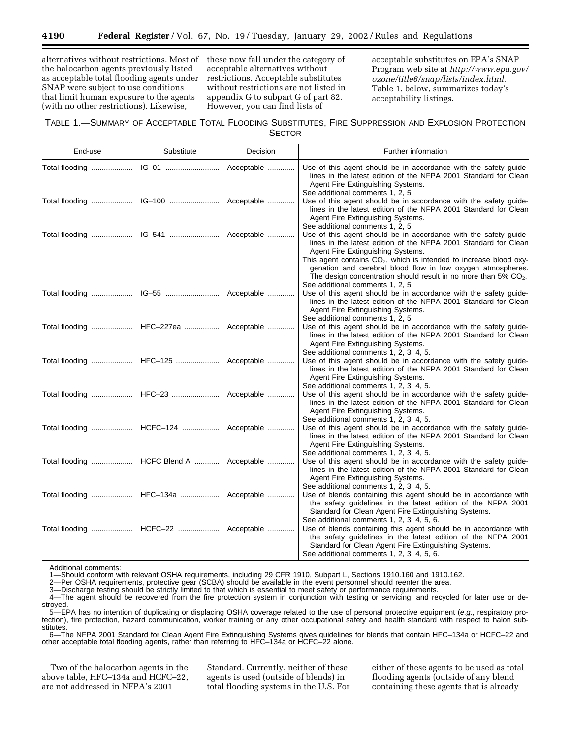alternatives without restrictions. Most of the halocarbon agents previously listed as acceptable total flooding agents under SNAP were subject to use conditions that limit human exposure to the agents (with no other restrictions). Likewise, these now fall under the category of acceptable alternatives without restrictions. Acceptable substitutes without restrictions are not listed in appendix G to subpart G of part 82. However, you can find lists of acceptable substitutes on EPA's SNAP Program web site at *http://www.epa.gov/ozone/title6/snap/lists/index.html.* Table 1, below, summarizes today's acceptability listings.

TABLE 1.—SUMMARY OF ACCEPTABLE TOTAL FLOODING SUBSTITUTES, FIRE SUPPRESSION AND EXPLOSION PROTECTION SECTOR

| End-use | Substitute | Decision | Further information |
|---|---|---|---|
| Total flooding | IG–01 | Acceptable | Use of this agent should be in accordance with the safety guidelines in the latest edition of the NFPA 2001 Standard for Clean Agent Fire Extinguishing Systems. See additional comments 1, 2, 5. |
| Total flooding | IG–100 | Acceptable | Use of this agent should be in accordance with the safety guidelines in the latest edition of the NFPA 2001 Standard for Clean Agent Fire Extinguishing Systems. See additional comments 1, 2, 5. |
| Total flooding | IG–541 | Acceptable | Use of this agent should be in accordance with the safety guidelines in the latest edition of the NFPA 2001 Standard for Clean Agent Fire Extinguishing Systems. This agent contains $CO_2$, which is intended to increase blood oxygenation and cerebral blood flow in low oxygen atmospheres. The design concentration should result in no more than 5% $CO_2$. See additional comments 1, 2, 5. |
| Total flooding | IG–55 | Acceptable | Use of this agent should be in accordance with the safety guidelines in the latest edition of the NFPA 2001 Standard for Clean Agent Fire Extinguishing Systems. See additional comments 1, 2, 5. |
| Total flooding | HFC–227ea | Acceptable | Use of this agent should be in accordance with the safety guidelines in the latest edition of the NFPA 2001 Standard for Clean Agent Fire Extinguishing Systems. See additional comments 1, 2, 3, 4, 5. |
| Total flooding | HFC–125 | Acceptable | Use of this agent should be in accordance with the safety guidelines in the latest edition of the NFPA 2001 Standard for Clean Agent Fire Extinguishing Systems. See additional comments 1, 2, 3, 4, 5. |
| Total flooding | HFC–23 | Acceptable | Use of this agent should be in accordance with the safety guidelines in the latest edition of the NFPA 2001 Standard for Clean Agent Fire Extinguishing Systems. See additional comments 1, 2, 3, 4, 5. |
| Total flooding | HCFC–124 | Acceptable | Use of this agent should be in accordance with the safety guidelines in the latest edition of the NFPA 2001 Standard for Clean Agent Fire Extinguishing Systems. See additional comments 1, 2, 3, 4, 5. |
| Total flooding | HCFC Blend A | Acceptable | Use of this agent should be in accordance with the safety guidelines in the latest edition of the NFPA 2001 Standard for Clean Agent Fire Extinguishing Systems. See additional comments 1, 2, 3, 4, 5. |
| Total flooding | HFC–134a | Acceptable | Use of blends containing this agent should be in accordance with the safety guidelines in the latest edition of the NFPA 2001 Standard for Clean Agent Fire Extinguishing Systems. See additional comments 1, 2, 3, 4, 5, 6. |
| Total flooding | HCFC–22 | Acceptable | Use of blends containing this agent should be in accordance with the safety guidelines in the latest edition of the NFPA 2001 Standard for Clean Agent Fire Extinguishing Systems. See additional comments 1, 2, 3, 4, 5, 6. |

Additional comments:

1—Should conform with relevant OSHA requirements, including 29 CFR 1910, Subpart L, Sections 1910.160 and 1910.162.

2—Per OSHA requirements, protective gear (SCBA) should be available in the event personnel should reenter the area.

3—Discharge testing should be strictly limited to that which is essential to meet safety or performance requirements.

4—The agent should be recovered from the fire protection system in conjunction with testing or servicing, and recycled for later use or destroyed.

5—EPA has no intention of duplicating or displacing OSHA coverage related to the use of personal protective equipment (*e.g.,* respiratory protection), fire protection, hazard communication, worker training or any other occupational safety and health standard with respect to halon substitutes.

6—The NFPA 2001 Standard for Clean Agent Fire Extinguishing Systems gives guidelines for blends that contain HFC–134a or HCFC–22 and other acceptable total flooding agents, rather than referring to HFC–134a or HCFC–22 alone.

Two of the halocarbon agents in the above table, HFC–134a and HCFC–22, are not addressed in NFPA's 2001 Standard. Currently, neither of these agents is used (outside of blends) in total flooding systems in the U.S. For either of these agents to be used as total flooding agents (outside of any blend containing these agents that is already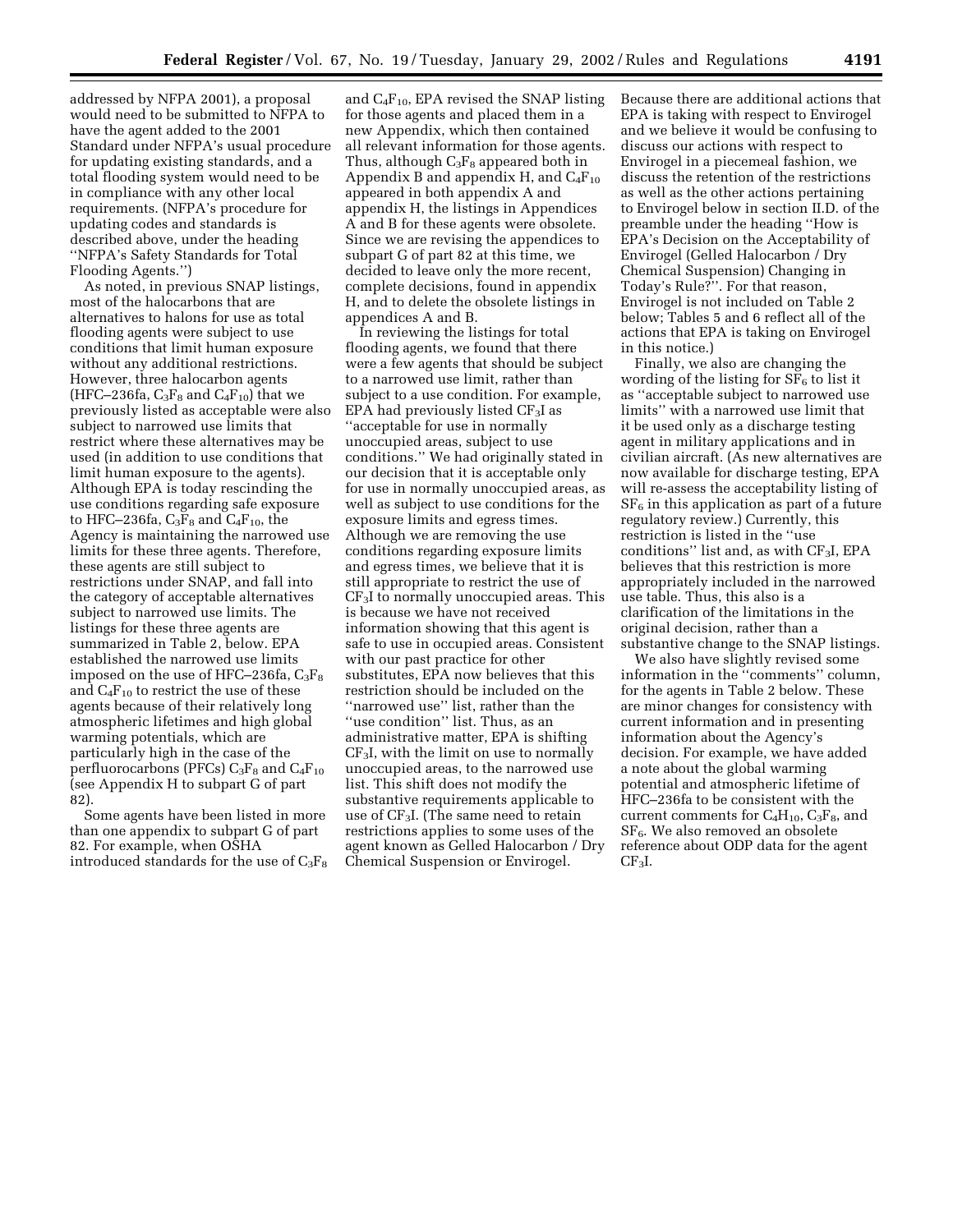addressed by NFPA 2001), a proposal would need to be submitted to NFPA to have the agent added to the 2001 Standard under NFPA's usual procedure for updating existing standards, and a total flooding system would need to be in compliance with any other local requirements. (NFPA's procedure for updating codes and standards is described above, under the heading ''NFPA's Safety Standards for Total Flooding Agents.'')

As noted, in previous SNAP listings, most of the halocarbons that are alternatives to halons for use as total flooding agents were subject to use conditions that limit human exposure without any additional restrictions. However, three halocarbon agents (HFC–236fa, $C_3F_8$ and $C_4F_{10}$) that we previously listed as acceptable were also subject to narrowed use limits that restrict where these alternatives may be used (in addition to use conditions that limit human exposure to the agents). Although EPA is today rescinding the use conditions regarding safe exposure to HFC–236fa, $C_3F_8$ and $C_4F_{10}$, the Agency is maintaining the narrowed use limits for these three agents. Therefore, these agents are still subject to restrictions under SNAP, and fall into the category of acceptable alternatives subject to narrowed use limits. The listings for these three agents are summarized in Table 2, below. EPA established the narrowed use limits imposed on the use of HFC–236fa, $C_3F_8$ and $C_4F_{10}$ to restrict the use of these agents because of their relatively long atmospheric lifetimes and high global warming potentials, which are particularly high in the case of the perfluorocarbons (PFCs) $C_3F_8$ and $C_4F_{10}$ (see Appendix H to subpart G of part 82).

Some agents have been listed in more than one appendix to subpart G of part 82. For example, when OSHA introduced standards for the use of $C_3F_8$ and $C_4F_{10}$, EPA revised the SNAP listing for those agents and placed them in a new Appendix, which then contained all relevant information for those agents. Thus, although $C_3F_8$ appeared both in Appendix B and appendix H, and $C_4F_{10}$ appeared in both appendix A and appendix H, the listings in Appendices A and B for these agents were obsolete. Since we are revising the appendices to subpart G of part 82 at this time, we decided to leave only the more recent, complete decisions, found in appendix H, and to delete the obsolete listings in appendices A and B.

In reviewing the listings for total flooding agents, we found that there were a few agents that should be subject to a narrowed use limit, rather than subject to a use condition. For example, EPA had previously listed $CF_3I$ as ''acceptable for use in normally unoccupied areas, subject to use conditions.'' We had originally stated in our decision that it is acceptable only for use in normally unoccupied areas, as well as subject to use conditions for the exposure limits and egress times. Although we are removing the use conditions regarding exposure limits and egress times, we believe that it is still appropriate to restrict the use of $CF_3I$ to normally unoccupied areas. This is because we have not received information showing that this agent is safe to use in occupied areas. Consistent with our past practice for other substitutes, EPA now believes that this restriction should be included on the ''narrowed use'' list, rather than the ''use condition'' list. Thus, as an administrative matter, EPA is shifting $CF_3I$, with the limit on use to normally unoccupied areas, to the narrowed use list. This shift does not modify the substantive requirements applicable to use of $CF_3I$. (The same need to retain restrictions applies to some uses of the agent known as Gelled Halocarbon / Dry Chemical Suspension or Envirogel. Because there are additional actions that EPA is taking with respect to Envirogel and we believe it would be confusing to discuss our actions with respect to Envirogel in a piecemeal fashion, we discuss the retention of the restrictions as well as the other actions pertaining to Envirogel below in section II.D. of the preamble under the heading ''How is EPA's Decision on the Acceptability of Envirogel (Gelled Halocarbon / Dry Chemical Suspension) Changing in Today's Rule?''. For that reason, Envirogel is not included on Table 2 below; Tables 5 and 6 reflect all of the actions that EPA is taking on Envirogel in this notice.)

Finally, we also are changing the wording of the listing for $SF_6$ to list it as ''acceptable subject to narrowed use limits'' with a narrowed use limit that it be used only as a discharge testing agent in military applications and in civilian aircraft. (As new alternatives are now available for discharge testing, EPA will re-assess the acceptability listing of $SF_6$ in this application as part of a future regulatory review.) Currently, this restriction is listed in the ''use conditions'' list and, as with $CF_3I$, EPA believes that this restriction is more appropriately included in the narrowed use table. Thus, this also is a clarification of the limitations in the original decision, rather than a substantive change to the SNAP listings.

We also have slightly revised some information in the ''comments'' column, for the agents in Table 2 below. These are minor changes for consistency with current information and in presenting information about the Agency's decision. For example, we have added a note about the global warming potential and atmospheric lifetime of HFC–236fa to be consistent with the current comments for $C_4H_{10}$, $C_3F_8$, and $SF_6$. We also removed an obsolete reference about ODP data for the agent $CF_3I$.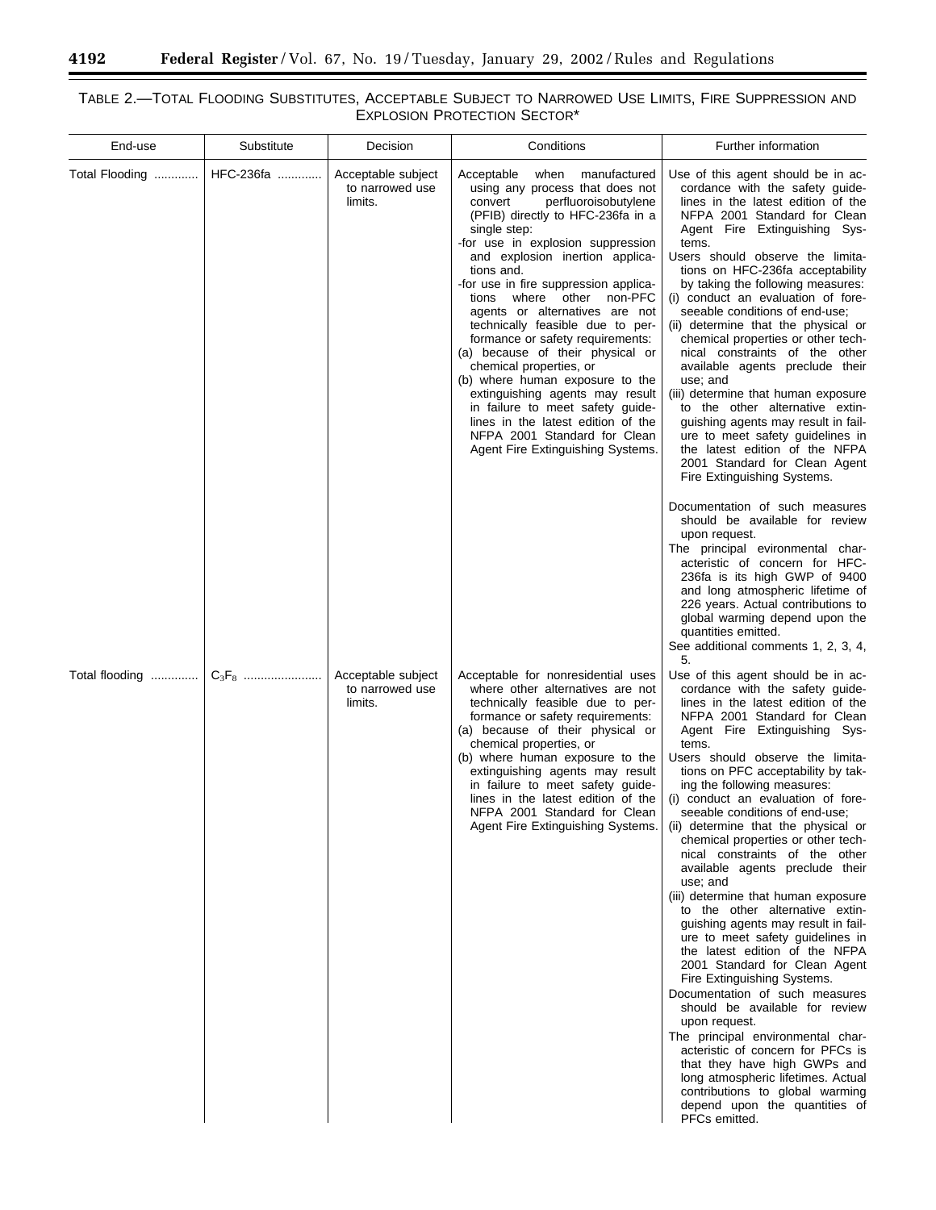TABLE 2.—TOTAL FLOODING SUBSTITUTES, ACCEPTABLE SUBJECT TO NARROWED USE LIMITS, FIRE SUPPRESSION AND EXPLOSION PROTECTION SECTOR*

| End-use | Substitute | Decision | Conditions | Further information |
| --- | --- | --- | --- | --- |
| Total Flooding | HFC-236fa | Acceptable subject to narrowed use limits. | Acceptable when manufactured using any process that does not convert perfluoroisobutylene (PFIB) directly to HFC-236fa in a single step:<br>-for use in explosion suppression and explosion inertion applications and.<br>-for use in fire suppression applications where other non-PFC agents or alternatives are not technically feasible due to performance or safety requirements:<br>(a) because of their physical or chemical properties, or<br>(b) where human exposure to the extinguishing agents may result in failure to meet safety guidelines in the latest edition of the NFPA 2001 Standard for Clean Agent Fire Extinguishing Systems. | Use of this agent should be in accordance with the safety guidelines in the latest edition of the NFPA 2001 Standard for Clean Agent Fire Extinguishing Systems.<br>Users should observe the limitations on HFC-236fa acceptability by taking the following measures:<br>(i) conduct an evaluation of foreseeable conditions of end-use;<br>(ii) determine that the physical or chemical properties or other technical constraints of the other available agents preclude their use; and<br>(iii) determine that human exposure to the other alternative extinguishing agents may result in failure to meet safety guidelines in the latest edition of the NFPA 2001 Standard for Clean Agent Fire Extinguishing Systems.<br><br>Documentation of such measures should be available for review upon request.<br>The principal evironmental characteristic of concern for HFC-236fa is its high GWP of 9400 and long atmospheric lifetime of 226 years. Actual contributions to global warming depend upon the quantities emitted.<br>See additional comments 1, 2, 3, 4, 5. |
| Total flooding | $C_3F_8$ | Acceptable subject to narrowed use limits. | Acceptable for nonresidential uses where other alternatives are not technically feasible due to performance or safety requirements:<br>(a) because of their physical or chemical properties, or<br>(b) where human exposure to the extinguishing agents may result in failure to meet safety guidelines in the latest edition of the NFPA 2001 Standard for Clean Agent Fire Extinguishing Systems. | Use of this agent should be in accordance with the safety guidelines in the latest edition of the NFPA 2001 Standard for Clean Agent Fire Extinguishing Systems.<br>Users should observe the limitations on PFC acceptability by taking the following measures:<br>(i) conduct an evaluation of foreseeable conditions of end-use;<br>(ii) determine that the physical or chemical properties or other technical constraints of the other available agents preclude their use; and<br>(iii) determine that human exposure to the other alternative extinguishing agents may result in failure to meet safety guidelines in the latest edition of the NFPA 2001 Standard for Clean Agent Fire Extinguishing Systems.<br>Documentation of such measures should be available for review upon request.<br>The principal environmental characteristic of concern for PFCs is that they have high GWPs and long atmospheric lifetimes. Actual contributions to global warming depend upon the quantities of PFCs emitted. |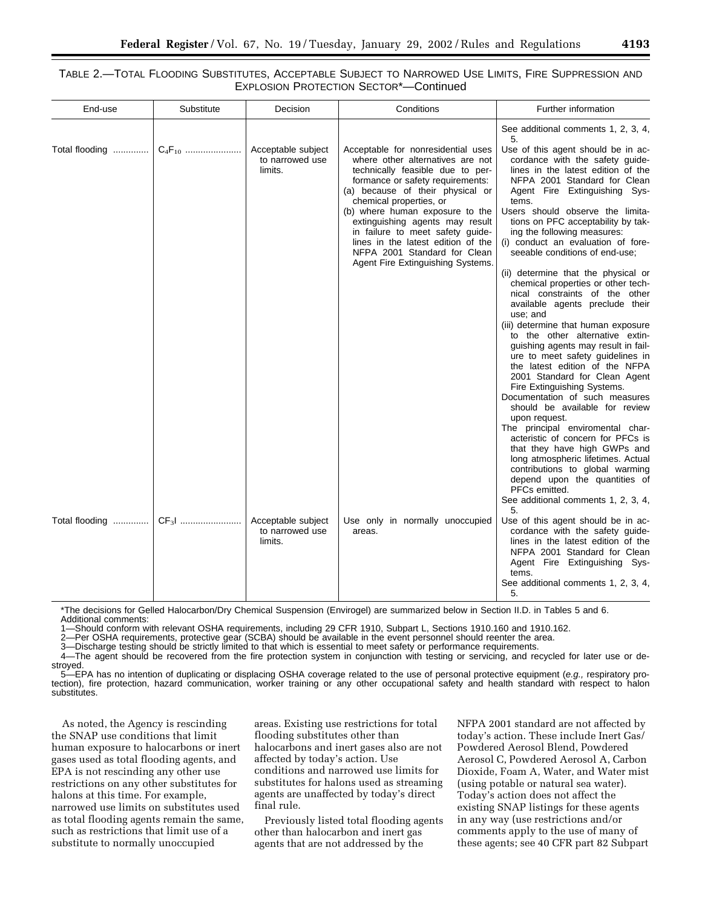TABLE 2.—TOTAL FLOODING SUBSTITUTES, ACCEPTABLE SUBJECT TO NARROWED USE LIMITS, FIRE SUPPRESSION AND EXPLOSION PROTECTION SECTOR*—Continued

| End-use | Substitute | Decision | Conditions | Further information |
|---|---|---|---|---|
| | | | | See additional comments 1, 2, 3, 4, 5. |
| Total flooding | $C_4F_{10}$ | Acceptable subject to narrowed use limits. | Acceptable for nonresidential uses where other alternatives are not technically feasible due to performance or safety requirements: (a) because of their physical or chemical properties, or (b) where human exposure to the extinguishing agents may result in failure to meet safety guidelines in the latest edition of the NFPA 2001 Standard for Clean Agent Fire Extinguishing Systems. | Use of this agent should be in accordance with the safety guidelines in the latest edition of the NFPA 2001 Standard for Clean Agent Fire Extinguishing Systems. Users should observe the limitations on PFC acceptability by taking the following measures: (i) conduct an evaluation of foreseeable conditions of end-use; (ii) determine that the physical or chemical properties or other technical constraints of the other available agents preclude their use; and (iii) determine that human exposure to the other alternative extinguishing agents may result in failure to meet safety guidelines in the latest edition of the NFPA 2001 Standard for Clean Agent Fire Extinguishing Systems. Documentation of such measures should be available for review upon request. The principal enviromental characteristic of concern for PFCs is that they have high GWPs and long atmospheric lifetimes. Actual contributions to global warming depend upon the quantities of PFCs emitted. See additional comments 1, 2, 3, 4, 5. |
| Total flooding | $CF_3I$ | Acceptable subject to narrowed use limits. | Use only in normally unoccupied areas. | Use of this agent should be in accordance with the safety guidelines in the latest edition of the NFPA 2001 Standard for Clean Agent Fire Extinguishing Systems. See additional comments 1, 2, 3, 4, 5. |

*The decisions for Gelled Halocarbon/Dry Chemical Suspension (Envirogel) are summarized below in Section II.D. in Tables 5 and 6.

Additional comments:

1—Should conform with relevant OSHA requirements, including 29 CFR 1910, Subpart L, Sections 1910.160 and 1910.162.

2—Per OSHA requirements, protective gear (SCBA) should be available in the event personnel should reenter the area.

3—Discharge testing should be strictly limited to that which is essential to meet safety or performance requirements.

4—The agent should be recovered from the fire protection system in conjunction with testing or servicing, and recycled for later use or destroyed.

5—EPA has no intention of duplicating or displacing OSHA coverage related to the use of personal protective equipment (*e.g.,* respiratory protection), fire protection, hazard communication, worker training or any other occupational safety and health standard with respect to halon substitutes.

As noted, the Agency is rescinding the SNAP use conditions that limit human exposure to halocarbons or inert gases used as total flooding agents, and EPA is not rescinding any other use restrictions on any other substitutes for halons at this time. For example, narrowed use limits on substitutes used as total flooding agents remain the same, such as restrictions that limit use of a substitute to normally unoccupied areas. Existing use restrictions for total flooding substitutes other than halocarbons and inert gases also are not affected by today's action. Use conditions and narrowed use limits for substitutes for halons used as streaming agents are unaffected by today's direct final rule.

Previously listed total flooding agents other than halocarbon and inert gas agents that are not addressed by the NFPA 2001 standard are not affected by today's action. These include Inert Gas/Powdered Aerosol Blend, Powdered Aerosol C, Powdered Aerosol A, Carbon Dioxide, Foam A, Water, and Water mist (using potable or natural sea water). Today's action does not affect the existing SNAP listings for these agents in any way (use restrictions and/or comments apply to the use of many of these agents; see 40 CFR part 82 Subpart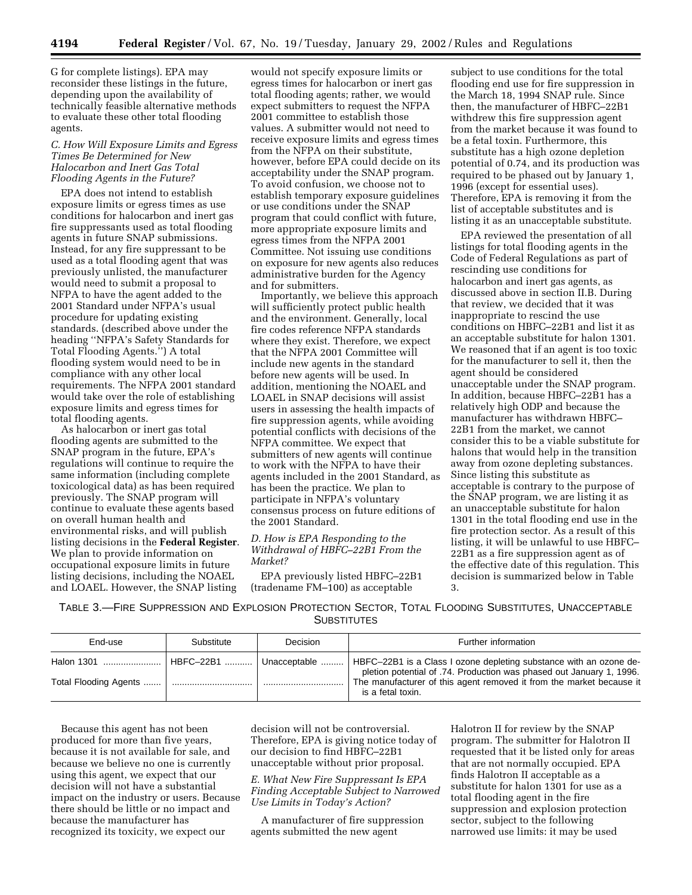G for complete listings). EPA may reconsider these listings in the future, depending upon the availability of technically feasible alternative methods to evaluate these other total flooding agents.

### *C. How Will Exposure Limits and Egress Times Be Determined for New Halocarbon and Inert Gas Total Flooding Agents in the Future?*

EPA does not intend to establish exposure limits or egress times as use conditions for halocarbon and inert gas fire suppressants used as total flooding agents in future SNAP submissions. Instead, for any fire suppressant to be used as a total flooding agent that was previously unlisted, the manufacturer would need to submit a proposal to NFPA to have the agent added to the 2001 Standard under NFPA's usual procedure for updating existing standards. (described above under the heading ''NFPA's Safety Standards for Total Flooding Agents.'') A total flooding system would need to be in compliance with any other local requirements. The NFPA 2001 standard would take over the role of establishing exposure limits and egress times for total flooding agents.

As halocarbon or inert gas total flooding agents are submitted to the SNAP program in the future, EPA's regulations will continue to require the same information (including complete toxicological data) as has been required previously. The SNAP program will continue to evaluate these agents based on overall human health and environmental risks, and will publish listing decisions in the **Federal Register**. We plan to provide information on occupational exposure limits in future listing decisions, including the NOAEL and LOAEL. However, the SNAP listing would not specify exposure limits or egress times for halocarbon or inert gas total flooding agents; rather, we would expect submitters to request the NFPA 2001 committee to establish those values. A submitter would not need to receive exposure limits and egress times from the NFPA on their substitute, however, before EPA could decide on its acceptability under the SNAP program. To avoid confusion, we choose not to establish temporary exposure guidelines or use conditions under the SNAP program that could conflict with future, more appropriate exposure limits and egress times from the NFPA 2001 Committee. Not issuing use conditions on exposure for new agents also reduces administrative burden for the Agency and for submitters.

Importantly, we believe this approach will sufficiently protect public health and the environment. Generally, local fire codes reference NFPA standards where they exist. Therefore, we expect that the NFPA 2001 Committee will include new agents in the standard before new agents will be used. In addition, mentioning the NOAEL and LOAEL in SNAP decisions will assist users in assessing the health impacts of fire suppression agents, while avoiding potential conflicts with decisions of the NFPA committee. We expect that submitters of new agents will continue to work with the NFPA to have their agents included in the 2001 Standard, as has been the practice. We plan to participate in NFPA's voluntary consensus process on future editions of the 2001 Standard.

### *D. How is EPA Responding to the Withdrawal of HBFC–22B1 From the Market?*

EPA previously listed HBFC–22B1 (tradename FM–100) as acceptable subject to use conditions for the total flooding end use for fire suppression in the March 18, 1994 SNAP rule. Since then, the manufacturer of HBFC–22B1 withdrew this fire suppression agent from the market because it was found to be a fetal toxin. Furthermore, this substitute has a high ozone depletion potential of 0.74, and its production was required to be phased out by January 1, 1996 (except for essential uses). Therefore, EPA is removing it from the list of acceptable substitutes and is listing it as an unacceptable substitute.

EPA reviewed the presentation of all listings for total flooding agents in the Code of Federal Regulations as part of rescinding use conditions for halocarbon and inert gas agents, as discussed above in section II.B. During that review, we decided that it was inappropriate to rescind the use conditions on HBFC–22B1 and list it as an acceptable substitute for halon 1301. We reasoned that if an agent is too toxic for the manufacturer to sell it, then the agent should be considered unacceptable under the SNAP program. In addition, because HBFC–22B1 has a relatively high ODP and because the manufacturer has withdrawn HBFC–22B1 from the market, we cannot consider this to be a viable substitute for halons that would help in the transition away from ozone depleting substances. Since listing this substitute as acceptable is contrary to the purpose of the SNAP program, we are listing it as an unacceptable substitute for halon 1301 in the total flooding end use in the fire protection sector. As a result of this listing, it will be unlawful to use HBFC–22B1 as a fire suppression agent as of the effective date of this regulation. This decision is summarized below in Table 3.

TABLE 3.—FIRE SUPPRESSION AND EXPLOSION PROTECTION SECTOR, TOTAL FLOODING SUBSTITUTES, UNACCEPTABLE SUBSTITUTES

| End-use | Substitute | Decision | Further information |
|---|---|---|---|
| Halon 1301 Total Flooding Agents | HBFC–22B1 | Unacceptable | HBFC–22B1 is a Class I ozone depleting substance with an ozone depletion potential of .74. Production was phased out January 1, 1996. The manufacturer of this agent removed it from the market because it is a fetal toxin. |

Because this agent has not been produced for more than five years, because it is not available for sale, and because we believe no one is currently using this agent, we expect that our decision will not have a substantial impact on the industry or users. Because there should be little or no impact and because the manufacturer has recognized its toxicity, we expect our decision will not be controversial. Therefore, EPA is giving notice today of our decision to find HBFC–22B1 unacceptable without prior proposal.

### *E. What New Fire Suppressant Is EPA Finding Acceptable Subject to Narrowed Use Limits in Today's Action?*

A manufacturer of fire suppression agents submitted the new agent Halotron II for review by the SNAP program. The submitter for Halotron II requested that it be listed only for areas that are not normally occupied. EPA finds Halotron II acceptable as a substitute for halon 1301 for use as a total flooding agent in the fire suppression and explosion protection sector, subject to the following narrowed use limits: it may be used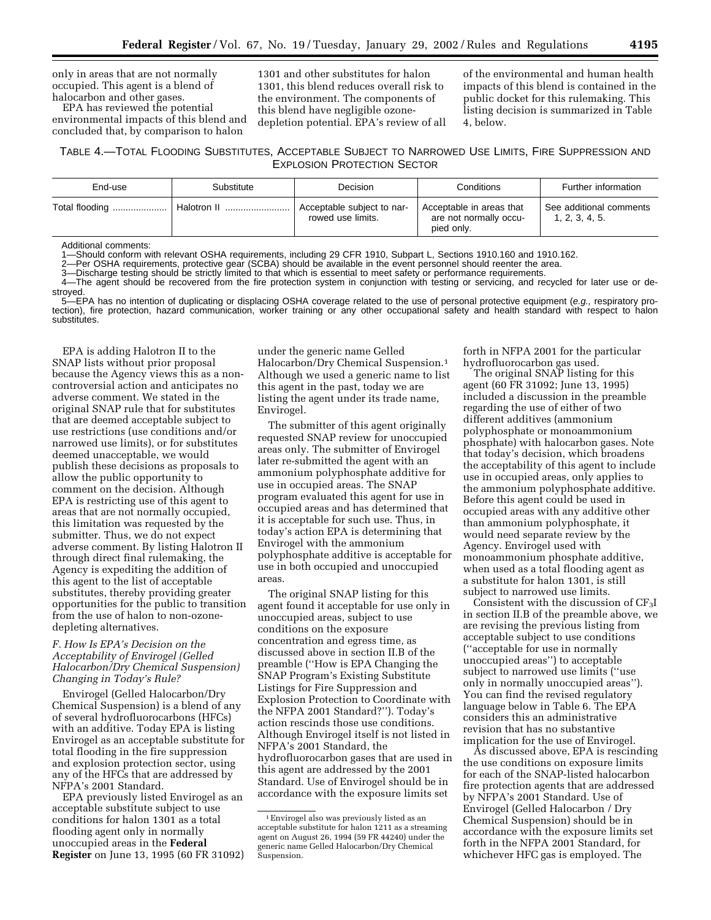only in areas that are not normally occupied. This agent is a blend of halocarbon and other gases.

EPA has reviewed the potential environmental impacts of this blend and concluded that, by comparison to halon 1301 and other substitutes for halon 1301, this blend reduces overall risk to the environment. The components of this blend have negligible ozone-depletion potential. EPA's review of all of the environmental and human health impacts of this blend is contained in the public docket for this rulemaking. This listing decision is summarized in Table 4, below.

TABLE 4.—TOTAL FLOODING SUBSTITUTES, ACCEPTABLE SUBJECT TO NARROWED USE LIMITS, FIRE SUPPRESSION AND EXPLOSION PROTECTION SECTOR

| End-use | Substitute | Decision | Conditions | Further information |
|---|---|---|---|---|
| Total flooding | Halotron II | Acceptable subject to narrowed use limits. | Acceptable in areas that are not normally occupied only. | See additional comments 1, 2, 3, 4, 5. |

Additional comments:
1—Should conform with relevant OSHA requirements, including 29 CFR 1910, Subpart L, Sections 1910.160 and 1910.162.
2—Per OSHA requirements, protective gear (SCBA) should be available in the event personnel should reenter the area.
3—Discharge testing should be strictly limited to that which is essential to meet safety or performance requirements.
4—The agent should be recovered from the fire protection system in conjunction with testing or servicing, and recycled for later use or destroyed.
5—EPA has no intention of duplicating or displacing OSHA coverage related to the use of personal protective equipment (*e.g.,* respiratory protection), fire protection, hazard communication, worker training or any other occupational safety and health standard with respect to halon substitutes.

EPA is adding Halotron II to the SNAP lists without prior proposal because the Agency views this as a non-controversial action and anticipates no adverse comment. We stated in the original SNAP rule that for substitutes that are deemed acceptable subject to use restrictions (use conditions and/or narrowed use limits), or for substitutes deemed unacceptable, we would publish these decisions as proposals to allow the public opportunity to comment on the decision. Although EPA is restricting use of this agent to areas that are not normally occupied, this limitation was requested by the submitter. Thus, we do not expect adverse comment. By listing Halotron II through direct final rulemaking, the Agency is expediting the addition of this agent to the list of acceptable substitutes, thereby providing greater opportunities for the public to transition from the use of halon to non-ozone-depleting alternatives.

### *F. How Is EPA's Decision on the Acceptability of Envirogel (Gelled Halocarbon/Dry Chemical Suspension) Changing in Today's Rule?*

Envirogel (Gelled Halocarbon/Dry Chemical Suspension) is a blend of any of several hydrofluorocarbons (HFCs) with an additive. Today EPA is listing Envirogel as an acceptable substitute for total flooding in the fire suppression and explosion protection sector, using any of the HFCs that are addressed by NFPA's 2001 Standard.

EPA previously listed Envirogel as an acceptable substitute subject to use conditions for halon 1301 as a total flooding agent only in normally unoccupied areas in the **Federal Register** on June 13, 1995 (60 FR 31092) under the generic name Gelled Halocarbon/Dry Chemical Suspension.[1] Although we used a generic name to list this agent in the past, today we are listing the agent under its trade name, Envirogel.

The submitter of this agent originally requested SNAP review for unoccupied areas only. The submitter of Envirogel later re-submitted the agent with an ammonium polyphosphate additive for use in occupied areas. The SNAP program evaluated this agent for use in occupied areas and has determined that it is acceptable for such use. Thus, in today's action EPA is determining that Envirogel with the ammonium polyphosphate additive is acceptable for use in both occupied and unoccupied areas.

The original SNAP listing for this agent found it acceptable for use only in unoccupied areas, subject to use conditions on the exposure concentration and egress time, as discussed above in section II.B of the preamble (''How is EPA Changing the SNAP Program's Existing Substitute Listings for Fire Suppression and Explosion Protection to Coordinate with the NFPA 2001 Standard?''). Today's action rescinds those use conditions. Although Envirogel itself is not listed in NFPA's 2001 Standard, the hydrofluorocarbon gases that are used in this agent are addressed by the 2001 Standard. Use of Envirogel should be in accordance with the exposure limits set forth in NFPA 2001 for the particular hydrofluorocarbon gas used.

The original SNAP listing for this agent (60 FR 31092; June 13, 1995) included a discussion in the preamble regarding the use of either of two different additives (ammonium polyphosphate or monoammonium phosphate) with halocarbon gases. Note that today's decision, which broadens the acceptability of this agent to include use in occupied areas, only applies to the ammonium polyphosphate additive. Before this agent could be used in occupied areas with any additive other than ammonium polyphosphate, it would need separate review by the Agency. Envirogel used with monoammonium phosphate additive, when used as a total flooding agent as a substitute for halon 1301, is still subject to narrowed use limits.

Consistent with the discussion of $CF_3I$ in section II.B of the preamble above, we are revising the previous listing from acceptable subject to use conditions (''acceptable for use in normally unoccupied areas'') to acceptable subject to narrowed use limits (''use only in normally unoccupied areas''). You can find the revised regulatory language below in Table 6. The EPA considers this an administrative revision that has no substantive implication for the use of Envirogel.

As discussed above, EPA is rescinding the use conditions on exposure limits for each of the SNAP-listed halocarbon fire protection agents that are addressed by NFPA's 2001 Standard. Use of Envirogel (Gelled Halocarbon / Dry Chemical Suspension) should be in accordance with the exposure limits set forth in the NFPA 2001 Standard, for whichever HFPA gas is employed. The

[1] Envirogel also was previously listed as an acceptable substitute for halon 1211 as a streaming agent on August 26, 1994 (59 FR 44240) under the generic name Gelled Halocarbon/Dry Chemical Suspension.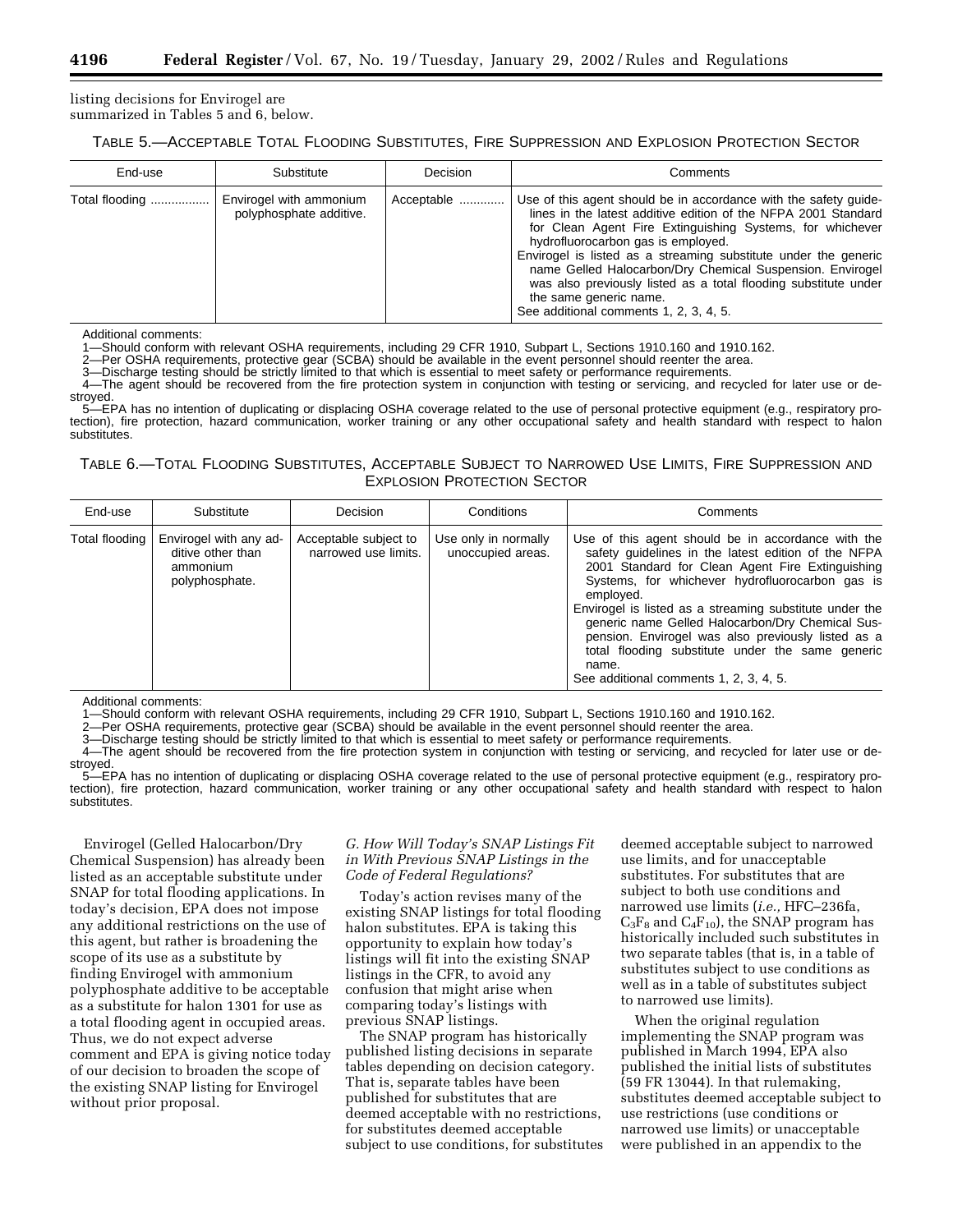listing decisions for Envirogel are summarized in Tables 5 and 6, below.

TABLE 5.—ACCEPTABLE TOTAL FLOODING SUBSTITUTES, FIRE SUPPRESSION AND EXPLOSION PROTECTION SECTOR

| End-use | Substitute | Decision | Comments |
|---|---|---|---|
| Total flooding | Envirogel with ammonium polyphosphate additive. | Acceptable | Use of this agent should be in accordance with the safety guidelines in the latest additive edition of the NFPA 2001 Standard for Clean Agent Fire Extinguishing Systems, for whichever hydrofluorocarbon gas is employed.<br>Envirogel is listed as a streaming substitute under the generic name Gelled Halocarbon/Dry Chemical Suspension. Envirogel was also previously listed as a total flooding substitute under the same generic name.<br>See additional comments 1, 2, 3, 4, 5. |

Additional comments:
1—Should conform with relevant OSHA requirements, including 29 CFR 1910, Subpart L, Sections 1910.160 and 1910.162.
2—Per OSHA requirements, protective gear (SCBA) should be available in the event personnel should reenter the area.
3—Discharge testing should be strictly limited to that which is essential to meet safety or performance requirements.
4—The agent should be recovered from the fire protection system in conjunction with testing or servicing, and recycled for later use or destroyed.
5—EPA has no intention of duplicating or displacing OSHA coverage related to the use of personal protective equipment (e.g., respiratory protection), fire protection, hazard communication, worker training or any other occupational safety and health standard with respect to halon substitutes.

TABLE 6.—TOTAL FLOODING SUBSTITUTES, ACCEPTABLE SUBJECT TO NARROWED USE LIMITS, FIRE SUPPRESSION AND EXPLOSION PROTECTION SECTOR

| End-use | Substitute | Decision | Conditions | Comments |
|---|---|---|---|---|
| Total flooding | Envirogel with any additive other than ammonium polyphosphate. | Acceptable subject to narrowed use limits. | Use only in normally unoccupied areas. | Use of this agent should be in accordance with the safety guidelines in the latest edition of the NFPA 2001 Standard for Clean Agent Fire Extinguishing Systems, for whichever hydrofluorocarbon gas is employed.<br>Envirogel is listed as a streaming substitute under the generic name Gelled Halocarbon/Dry Chemical Suspension. Envirogel was also previously listed as a total flooding substitute under the same generic name.<br>See additional comments 1, 2, 3, 4, 5. |

Additional comments:
1—Should conform with relevant OSHA requirements, including 29 CFR 1910, Subpart L, Sections 1910.160 and 1910.162.
2—Per OSHA requirements, protective gear (SCBA) should be available in the event personnel should reenter the area.
3—Discharge testing should be strictly limited to that which is essential to meet safety or performance requirements.
4—The agent should be recovered from the fire protection system in conjunction with testing or servicing, and recycled for later use or destroyed.
5—EPA has no intention of duplicating or displacing OSHA coverage related to the use of personal protective equipment (e.g., respiratory protection), fire protection, hazard communication, worker training or any other occupational safety and health standard with respect to halon substitutes.

Envirogel (Gelled Halocarbon/Dry Chemical Suspension) has already been listed as an acceptable substitute under SNAP for total flooding applications. In today's decision, EPA does not impose any additional restrictions on the use of this agent, but rather is broadening the scope of its use as a substitute by finding Envirogel with ammonium polyphosphate additive to be acceptable as a substitute for halon 1301 for use as a total flooding agent in occupied areas. Thus, we do not expect adverse comment and EPA is giving notice today of our decision to broaden the scope of the existing SNAP listing for Envirogel without prior proposal.

### *G. How Will Today's SNAP Listings Fit in With Previous SNAP Listings in the Code of Federal Regulations?*

Today's action revises many of the existing SNAP listings for total flooding halon substitutes. EPA is taking this opportunity to explain how today's listings will fit into the existing SNAP listings in the CFR, to avoid any confusion that might arise when comparing today's listings with previous SNAP listings.

The SNAP program has historically published listing decisions in separate tables depending on decision category. That is, separate tables have been published for substitutes that are deemed acceptable with no restrictions, for substitutes deemed acceptable subject to use conditions, for substitutes deemed acceptable subject to narrowed use limits, and for unacceptable substitutes. For substitutes that are subject to both use conditions and narrowed use limits (*i.e.,* HFC–236fa, $C_3F_8$ and $C_4F_{10}$), the SNAP program has historically included such substitutes in two separate tables (that is, in a table of substitutes subject to use conditions as well as in a table of substitutes subject to narrowed use limits).

When the original regulation implementing the SNAP program was published in March 1994, EPA also published the initial lists of substitutes (59 FR 13044). In that rulemaking, substitutes deemed acceptable subject to use restrictions (use conditions or narrowed use limits) or unacceptable were published in an appendix to the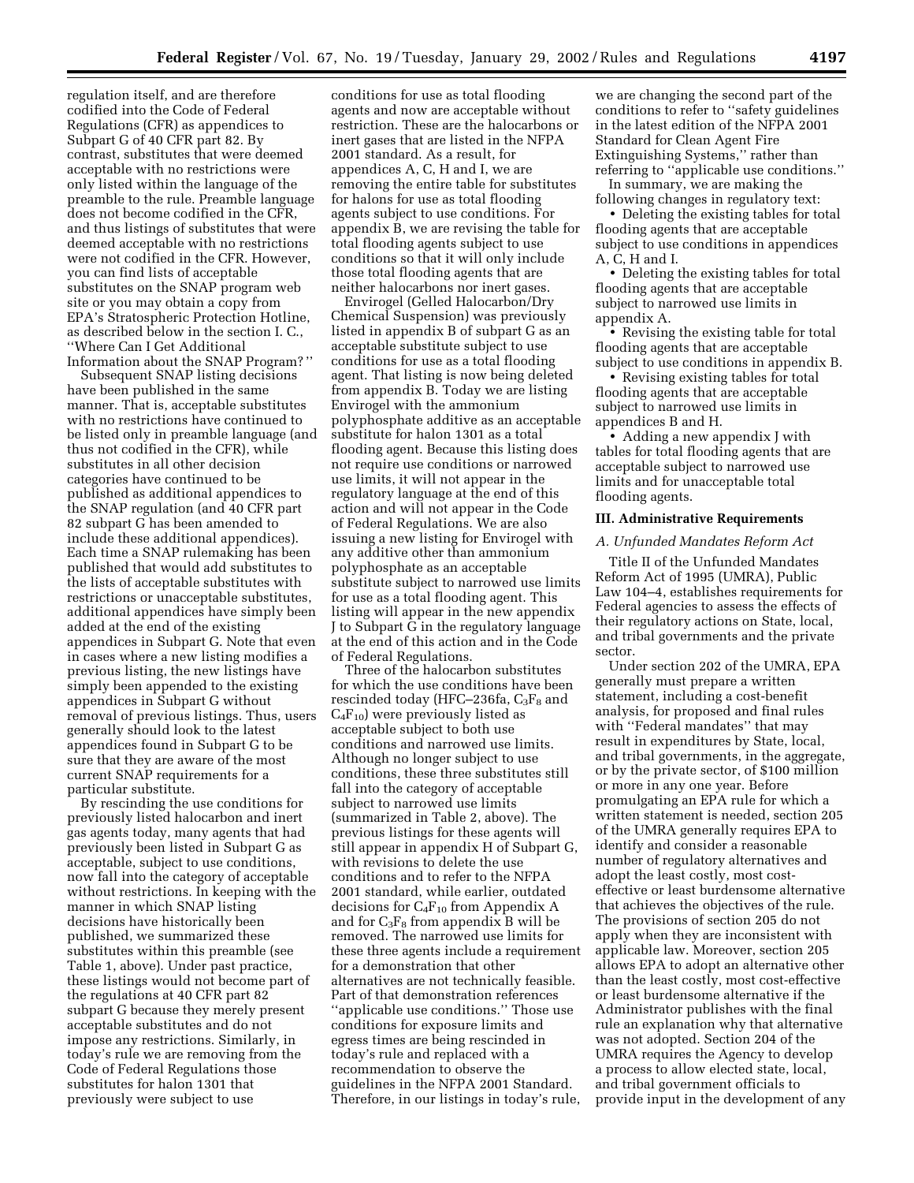regulation itself, and are therefore codified into the Code of Federal Regulations (CFR) as appendices to Subpart G of 40 CFR part 82. By contrast, substitutes that were deemed acceptable with no restrictions were only listed within the language of the preamble to the rule. Preamble language does not become codified in the CFR, and thus listings of substitutes that were deemed acceptable with no restrictions were not codified in the CFR. However, you can find lists of acceptable substitutes on the SNAP program web site or you may obtain a copy from EPA's Stratospheric Protection Hotline, as described below in the section I. C., ''Where Can I Get Additional Information about the SNAP Program?''

Subsequent SNAP listing decisions have been published in the same manner. That is, acceptable substitutes with no restrictions have continued to be listed only in preamble language (and thus not codified in the CFR), while substitutes in all other decision categories have continued to be published as additional appendices to the SNAP regulation (and 40 CFR part 82 subpart G has been amended to include these additional appendices). Each time a SNAP rulemaking has been published that would add substitutes to the lists of acceptable substitutes with restrictions or unacceptable substitutes, additional appendices have simply been added at the end of the existing appendices in Subpart G. Note that even in cases where a new listing modifies a previous listing, the new listings have simply been appended to the existing appendices in Subpart G without removal of previous listings. Thus, users generally should look to the latest appendices found in Subpart G to be sure that they are aware of the most current SNAP requirements for a particular substitute.

By rescinding the use conditions for previously listed halocarbon and inert gas agents today, many agents that had previously been listed in Subpart G as acceptable, subject to use conditions, now fall into the category of acceptable without restrictions. In keeping with the manner in which SNAP listing decisions have historically been published, we summarized these substitutes within this preamble (see Table 1, above). Under past practice, these listings would not become part of the regulations at 40 CFR part 82 subpart G because they merely present acceptable substitutes and do not impose any restrictions. Similarly, in today's rule we are removing from the Code of Federal Regulations those substitutes for halon 1301 that previously were subject to use conditions for use as total flooding agents and now are acceptable without restriction. These are the halocarbons or inert gases that are listed in the NFPA 2001 standard. As a result, for appendices A, C, H and I, we are removing the entire table for substitutes for halons for use as total flooding agents subject to use conditions. For appendix B, we are revising the table for total flooding agents subject to use conditions so that it will only include those total flooding agents that are neither halocarbons nor inert gases.

Envirogel (Gelled Halocarbon/Dry Chemical Suspension) was previously listed in appendix B of subpart G as an acceptable substitute subject to use conditions for use as a total flooding agent. That listing is now being deleted from appendix B. Today we are listing Envirogel with the ammonium polyphosphate additive as an acceptable substitute for halon 1301 as a total flooding agent. Because this listing does not require use conditions or narrowed use limits, it will not appear in the regulatory language at the end of this action and will not appear in the Code of Federal Regulations. We are also issuing a new listing for Envirogel with any additive other than ammonium polyphosphate as an acceptable substitute subject to narrowed use limits for use as a total flooding agent. This listing will appear in the new appendix J to Subpart G in the regulatory language at the end of this action and in the Code of Federal Regulations.

Three of the halocarbon substitutes for which the use conditions have been rescinded today (HFC–236fa, $C_3F_8$ and $C_4F_{10}$) were previously listed as acceptable subject to both use conditions and narrowed use limits. Although no longer subject to use conditions, these three substitutes still fall into the category of acceptable subject to narrowed use limits (summarized in Table 2, above). The previous listings for these agents will still appear in appendix H of Subpart G, with revisions to delete the use conditions and to refer to the NFPA 2001 standard, while earlier, outdated decisions for $C_4F_{10}$ from Appendix A and for $C_3F_8$ from appendix B will be removed. The narrowed use limits for these three agents include a requirement for a demonstration that other alternatives are not technically feasible. Part of that demonstration references ''applicable use conditions.'' Those use conditions for exposure limits and egress times are being rescinded in today's rule and replaced with a recommendation to observe the guidelines in the NFPA 2001 Standard. Therefore, in our listings in today's rule, we are changing the second part of the conditions to refer to ''safety guidelines in the latest edition of the NFPA 2001 Standard for Clean Agent Fire Extinguishing Systems,'' rather than referring to ''applicable use conditions.''

In summary, we are making the following changes in regulatory text:

- Deleting the existing tables for total flooding agents that are acceptable subject to use conditions in appendices A, C, H and I.
- Deleting the existing tables for total flooding agents that are acceptable subject to narrowed use limits in appendix A.
- Revising the existing table for total flooding agents that are acceptable subject to use conditions in appendix B.
- Revising existing tables for total flooding agents that are acceptable subject to narrowed use limits in appendices B and H.
- Adding a new appendix J with tables for total flooding agents that are acceptable subject to narrowed use limits and for unacceptable total flooding agents.

## III. Administrative Requirements

### *A. Unfunded Mandates Reform Act*

Title II of the Unfunded Mandates Reform Act of 1995 (UMRA), Public Law 104–4, establishes requirements for Federal agencies to assess the effects of their regulatory actions on State, local, and tribal governments and the private sector.

Under section 202 of the UMRA, EPA generally must prepare a written statement, including a cost-benefit analysis, for proposed and final rules with ''Federal mandates'' that may result in expenditures by State, local, and tribal governments, in the aggregate, or by the private sector, of $100 million or more in any one year. Before promulgating an EPA rule for which a written statement is needed, section 205 of the UMRA generally requires EPA to identify and consider a reasonable number of regulatory alternatives and adopt the least costly, most cost-effective or least burdensome alternative that achieves the objectives of the rule. The provisions of section 205 do not apply when they are inconsistent with applicable law. Moreover, section 205 allows EPA to adopt an alternative other than the least costly, most cost-effective or least burdensome alternative if the Administrator publishes with the final rule an explanation why that alternative was not adopted. Section 204 of the UMRA requires the Agency to develop a process to allow elected state, local, and tribal government officials to provide input in the development of any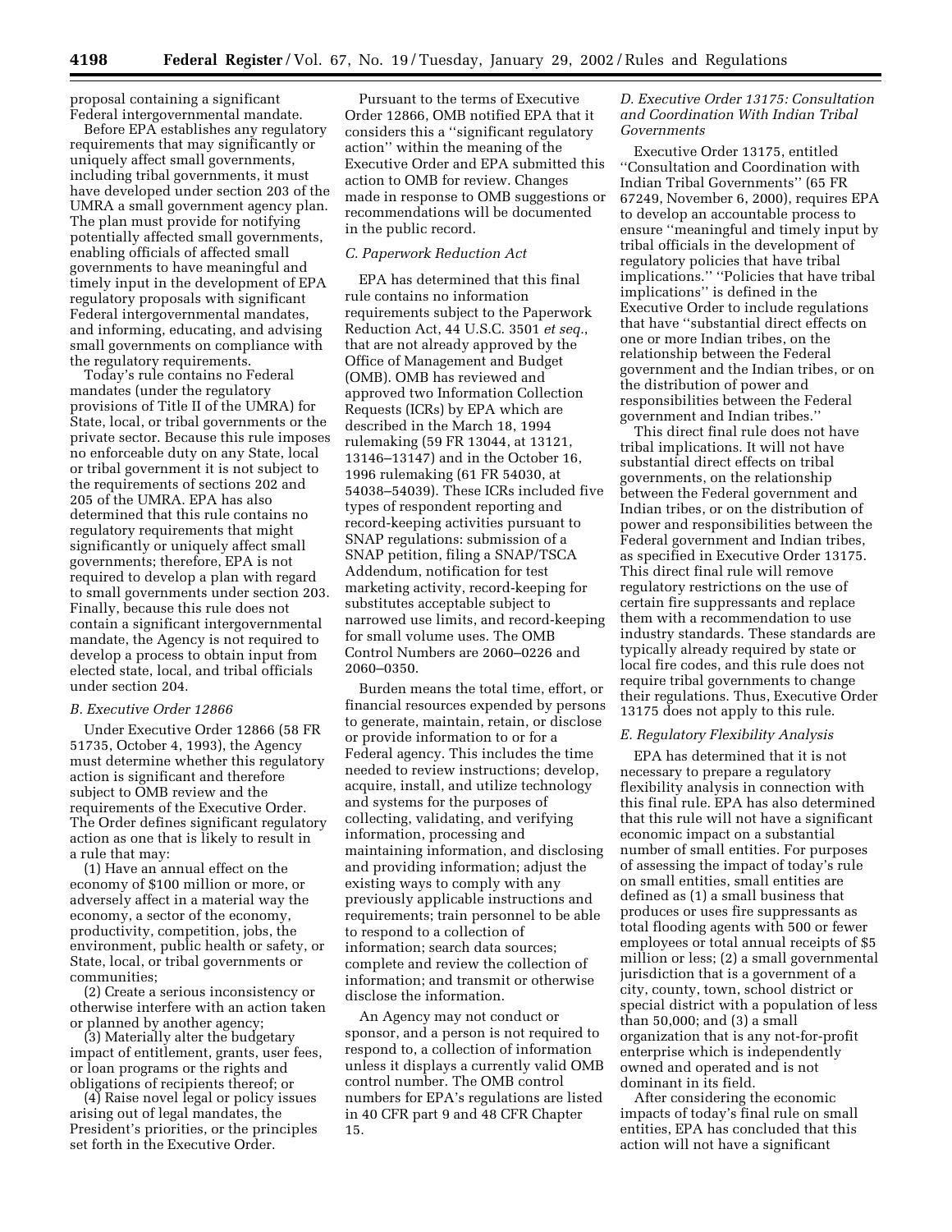proposal containing a significant Federal intergovernmental mandate.

Before EPA establishes any regulatory requirements that may significantly or uniquely affect small governments, including tribal governments, it must have developed under section 203 of the UMRA a small government agency plan. The plan must provide for notifying potentially affected small governments, enabling officials of affected small governments to have meaningful and timely input in the development of EPA regulatory proposals with significant Federal intergovernmental mandates, and informing, educating, and advising small governments on compliance with the regulatory requirements.

Today's rule contains no Federal mandates (under the regulatory provisions of Title II of the UMRA) for State, local, or tribal governments or the private sector. Because this rule imposes no enforceable duty on any State, local or tribal government it is not subject to the requirements of sections 202 and 205 of the UMRA. EPA has also determined that this rule contains no regulatory requirements that might significantly or uniquely affect small governments; therefore, EPA is not required to develop a plan with regard to small governments under section 203. Finally, because this rule does not contain a significant intergovernmental mandate, the Agency is not required to develop a process to obtain input from elected state, local, and tribal officials under section 204.

### *B. Executive Order 12866*

Under Executive Order 12866 (58 FR 51735, October 4, 1993), the Agency must determine whether this regulatory action is significant and therefore subject to OMB review and the requirements of the Executive Order. The Order defines significant regulatory action as one that is likely to result in a rule that may:

(1) Have an annual effect on the economy of $100 million or more, or adversely affect in a material way the economy, a sector of the economy, productivity, competition, jobs, the environment, public health or safety, or State, local, or tribal governments or communities;

(2) Create a serious inconsistency or otherwise interfere with an action taken or planned by another agency;

(3) Materially alter the budgetary impact of entitlement, grants, user fees, or loan programs or the rights and obligations of recipients thereof; or

(4) Raise novel legal or policy issues arising out of legal mandates, the President's priorities, or the principles set forth in the Executive Order.

Pursuant to the terms of Executive Order 12866, OMB notified EPA that it considers this a ''significant regulatory action'' within the meaning of the Executive Order and EPA submitted this action to OMB for review. Changes made in response to OMB suggestions or recommendations will be documented in the public record.

### *C. Paperwork Reduction Act*

EPA has determined that this final rule contains no information requirements subject to the Paperwork Reduction Act, 44 U.S.C. 3501 *et seq.*, that are not already approved by the Office of Management and Budget (OMB). OMB has reviewed and approved two Information Collection Requests (ICRs) by EPA which are described in the March 18, 1994 rulemaking (59 FR 13044, at 13121, 13146–13147) and in the October 16, 1996 rulemaking (61 FR 54030, at 54038–54039). These ICRs included five types of respondent reporting and record-keeping activities pursuant to SNAP regulations: submission of a SNAP petition, filing a SNAP/TSCA Addendum, notification for test marketing activity, record-keeping for substitutes acceptable subject to narrowed use limits, and record-keeping for small volume uses. The OMB Control Numbers are 2060–0226 and 2060–0350.

Burden means the total time, effort, or financial resources expended by persons to generate, maintain, retain, or disclose or provide information to or for a Federal agency. This includes the time needed to review instructions; develop, acquire, install, and utilize technology and systems for the purposes of collecting, validating, and verifying information, processing and maintaining information, and disclosing and providing information; adjust the existing ways to comply with any previously applicable instructions and requirements; train personnel to be able to respond to a collection of information; search data sources; complete and review the collection of information; and transmit or otherwise disclose the information.

An Agency may not conduct or sponsor, and a person is not required to respond to, a collection of information unless it displays a currently valid OMB control number. The OMB control numbers for EPA's regulations are listed in 40 CFR part 9 and 48 CFR Chapter 15.

### *D. Executive Order 13175: Consultation and Coordination With Indian Tribal Governments*

Executive Order 13175, entitled ''Consultation and Coordination with Indian Tribal Governments'' (65 FR 67249, November 6, 2000), requires EPA to develop an accountable process to ensure ''meaningful and timely input by tribal officials in the development of regulatory policies that have tribal implications.'' ''Policies that have tribal implications'' is defined in the Executive Order to include regulations that have ''substantial direct effects on one or more Indian tribes, on the relationship between the Federal government and the Indian tribes, or on the distribution of power and responsibilities between the Federal government and Indian tribes.''

This direct final rule does not have tribal implications. It will not have substantial direct effects on tribal governments, on the relationship between the Federal government and Indian tribes, or on the distribution of power and responsibilities between the Federal government and Indian tribes, as specified in Executive Order 13175. This direct final rule will remove regulatory restrictions on the use of certain fire suppressants and replace them with a recommendation to use industry standards. These standards are typically already required by state or local fire codes, and this rule does not require tribal governments to change their regulations. Thus, Executive Order 13175 does not apply to this rule.

### *E. Regulatory Flexibility Analysis*

EPA has determined that it is not necessary to prepare a regulatory flexibility analysis in connection with this final rule. EPA has also determined that this rule will not have a significant economic impact on a substantial number of small entities. For purposes of assessing the impact of today's rule on small entities, small entities are defined as (1) a small business that produces or uses fire suppressants as total flooding agents with 500 or fewer employees or total annual receipts of $5 million or less; (2) a small governmental jurisdiction that is a government of a city, county, town, school district or special district with a population of less than 50,000; and (3) a small organization that is any not-for-profit enterprise which is independently owned and operated and is not dominant in its field.

After considering the economic impacts of today's final rule on small entities, EPA has concluded that this action will not have a significant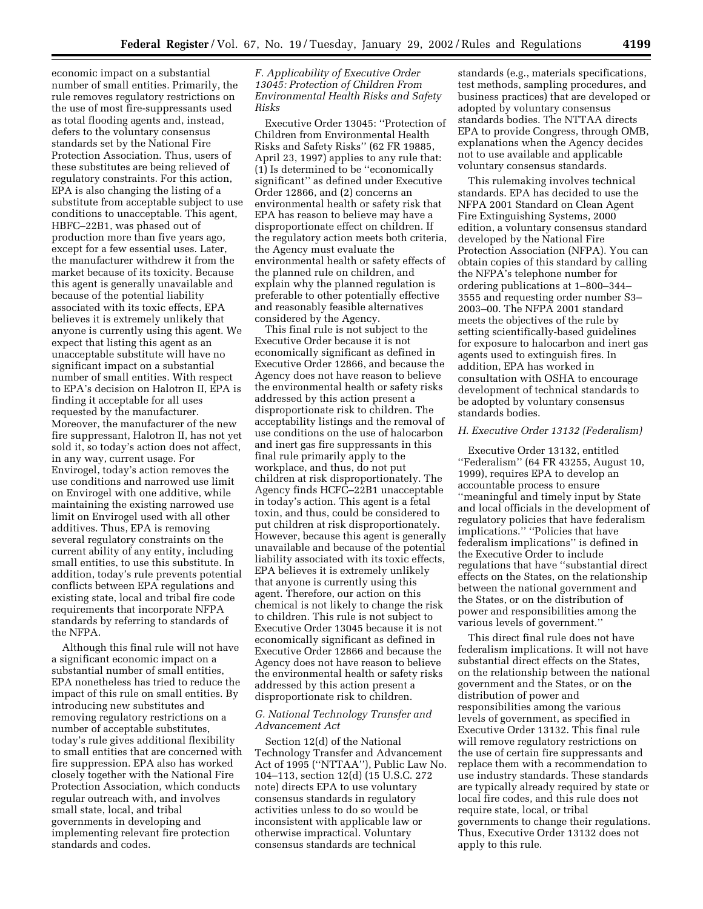economic impact on a substantial number of small entities. Primarily, the rule removes regulatory restrictions on the use of most fire-suppressants used as total flooding agents and, instead, defers to the voluntary consensus standards set by the National Fire Protection Association. Thus, users of these substitutes are being relieved of regulatory constraints. For this action, EPA is also changing the listing of a substitute from acceptable subject to use conditions to unacceptable. This agent, HBFC–22B1, was phased out of production more than five years ago, except for a few essential uses. Later, the manufacturer withdrew it from the market because of its toxicity. Because this agent is generally unavailable and because of the potential liability associated with its toxic effects, EPA believes it is extremely unlikely that anyone is currently using this agent. We expect that listing this agent as an unacceptable substitute will have no significant impact on a substantial number of small entities. With respect to EPA's decision on Halotron II, EPA is finding it acceptable for all uses requested by the manufacturer. Moreover, the manufacturer of the new fire suppressant, Halotron II, has not yet sold it, so today's action does not affect, in any way, current usage. For Envirogel, today's action removes the use conditions and narrowed use limit on Envirogel with one additive, while maintaining the existing narrowed use limit on Envirogel used with all other additives. Thus, EPA is removing several regulatory constraints on the current ability of any entity, including small entities, to use this substitute. In addition, today's rule prevents potential conflicts between EPA regulations and existing state, local and tribal fire code requirements that incorporate NFPA standards by referring to standards of the NFPA.

Although this final rule will not have a significant economic impact on a substantial number of small entities, EPA nonetheless has tried to reduce the impact of this rule on small entities. By introducing new substitutes and removing regulatory restrictions on a number of acceptable substitutes, today's rule gives additional flexibility to small entities that are concerned with fire suppression. EPA also has worked closely together with the National Fire Protection Association, which conducts regular outreach with, and involves small state, local, and tribal governments in developing and implementing relevant fire protection standards and codes.

### *F. Applicability of Executive Order 13045: Protection of Children From Environmental Health Risks and Safety Risks*

Executive Order 13045: ''Protection of Children from Environmental Health Risks and Safety Risks'' (62 FR 19885, April 23, 1997) applies to any rule that: (1) Is determined to be ''economically significant'' as defined under Executive Order 12866, and (2) concerns an environmental health or safety risk that EPA has reason to believe may have a disproportionate effect on children. If the regulatory action meets both criteria, the Agency must evaluate the environmental health or safety effects of the planned rule on children, and explain why the planned regulation is preferable to other potentially effective and reasonably feasible alternatives considered by the Agency.

This final rule is not subject to the Executive Order because it is not economically significant as defined in Executive Order 12866, and because the Agency does not have reason to believe the environmental health or safety risks addressed by this action present a disproportionate risk to children. The acceptability listings and the removal of use conditions on the use of halocarbon and inert gas fire suppressants in this final rule primarily apply to the workplace, and thus, do not put children at risk disproportionately. The Agency finds HCFC–22B1 unacceptable in today's action. This agent is a fetal toxin, and thus, could be considered to put children at risk disproportionately. However, because this agent is generally unavailable and because of the potential liability associated with its toxic effects, EPA believes it is extremely unlikely that anyone is currently using this agent. Therefore, our action on this chemical is not likely to change the risk to children. This rule is not subject to Executive Order 13045 because it is not economically significant as defined in Executive Order 12866 and because the Agency does not have reason to believe the environmental health or safety risks addressed by this action present a disproportionate risk to children.

### *G. National Technology Transfer and Advancement Act*

Section 12(d) of the National Technology Transfer and Advancement Act of 1995 (''NTTAA''), Public Law No. 104–113, section 12(d) (15 U.S.C. 272 note) directs EPA to use voluntary consensus standards in regulatory activities unless to do so would be inconsistent with applicable law or otherwise impractical. Voluntary consensus standards are technical standards (e.g., materials specifications, test methods, sampling procedures, and business practices) that are developed or adopted by voluntary consensus standards bodies. The NTTAA directs EPA to provide Congress, through OMB, explanations when the Agency decides not to use available and applicable voluntary consensus standards.

This rulemaking involves technical standards. EPA has decided to use the NFPA 2001 Standard on Clean Agent Fire Extinguishing Systems, 2000 edition, a voluntary consensus standard developed by the National Fire Protection Association (NFPA). You can obtain copies of this standard by calling the NFPA's telephone number for ordering publications at 1–800–344–3555 and requesting order number S3–2003–00. The NFPA 2001 standard meets the objectives of the rule by setting scientifically-based guidelines for exposure to halocarbon and inert gas agents used to extinguish fires. In addition, EPA has worked in consultation with OSHA to encourage development of technical standards to be adopted by voluntary consensus standards bodies.

### *H. Executive Order 13132 (Federalism)*

Executive Order 13132, entitled ''Federalism'' (64 FR 43255, August 10, 1999), requires EPA to develop an accountable process to ensure ''meaningful and timely input by State and local officials in the development of regulatory policies that have federalism implications.'' ''Policies that have federalism implications'' is defined in the Executive Order to include regulations that have ''substantial direct effects on the States, on the relationship between the national government and the States, or on the distribution of power and responsibilities among the various levels of government.''

This direct final rule does not have federalism implications. It will not have substantial direct effects on the States, on the relationship between the national government and the States, or on the distribution of power and responsibilities among the various levels of government, as specified in Executive Order 13132. This final rule will remove regulatory restrictions on the use of certain fire suppressants and replace them with a recommendation to use industry standards. These standards are typically already required by state or local fire codes, and this rule does not require state, local, or tribal governments to change their regulations. Thus, Executive Order 13132 does not apply to this rule.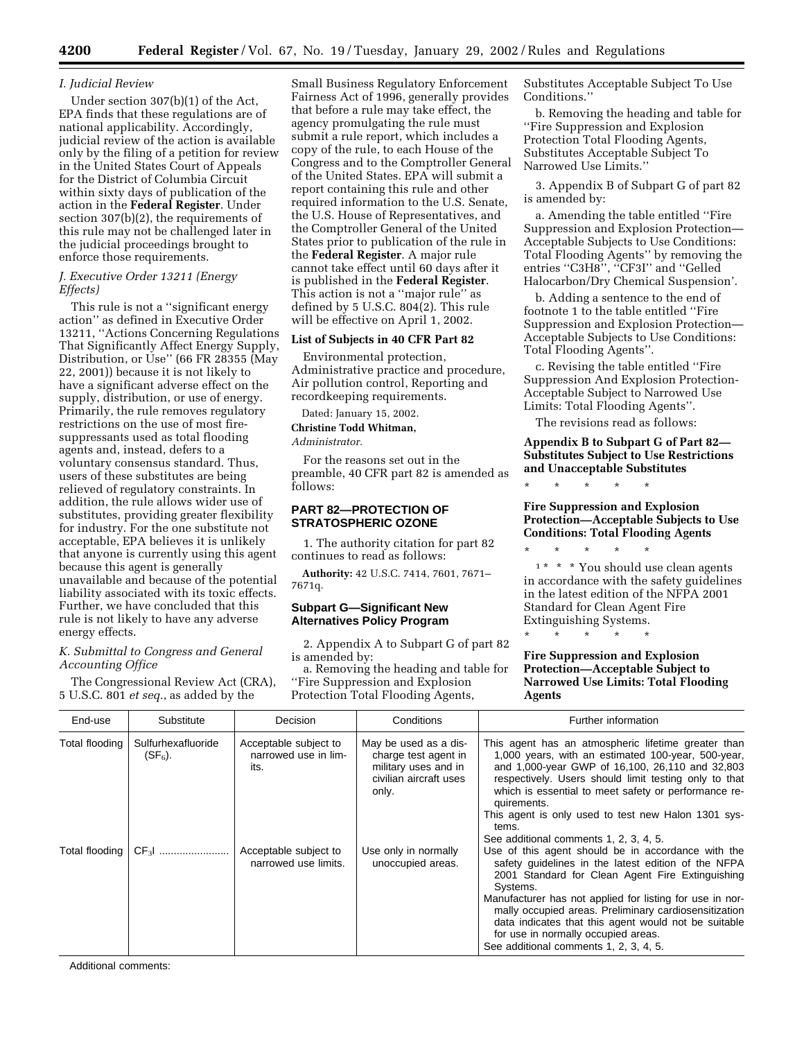### *I. Judicial Review*

Under section 307(b)(1) of the Act, EPA finds that these regulations are of national applicability. Accordingly, judicial review of the action is available only by the filing of a petition for review in the United States Court of Appeals for the District of Columbia Circuit within sixty days of publication of the action in the **Federal Register**. Under section 307(b)(2), the requirements of this rule may not be challenged later in the judicial proceedings brought to enforce those requirements.

### *J. Executive Order 13211 (Energy Effects)*

This rule is not a ''significant energy action'' as defined in Executive Order 13211, ''Actions Concerning Regulations That Significantly Affect Energy Supply, Distribution, or Use'' (66 FR 28355 (May 22, 2001)) because it is not likely to have a significant adverse effect on the supply, distribution, or use of energy. Primarily, the rule removes regulatory restrictions on the use of most fire-suppressants used as total flooding agents and, instead, defers to a voluntary consensus standard. Thus, users of these substitutes are being relieved of regulatory constraints. In addition, the rule allows wider use of substitutes, providing greater flexibility for industry. For the one substitute not acceptable, EPA believes it is unlikely that anyone is currently using this agent because this agent is generally unavailable and because of the potential liability associated with its toxic effects. Further, we have concluded that this rule is not likely to have any adverse energy effects.

### *K. Submittal to Congress and General Accounting Office*

The Congressional Review Act (CRA), 5 U.S.C. 801 *et seq.*, as added by the Small Business Regulatory Enforcement Fairness Act of 1996, generally provides that before a rule may take effect, the agency promulgating the rule must submit a rule report, which includes a copy of the rule, to each House of the Congress and to the Comptroller General of the United States. EPA will submit a report containing this rule and other required information to the U.S. Senate, the U.S. House of Representatives, and the Comptroller General of the United States prior to publication of the rule in the **Federal Register**. A major rule cannot take effect until 60 days after it is published in the **Federal Register**. This action is not a ''major rule'' as defined by 5 U.S.C. 804(2). This rule will be effective on April 1, 2002.

**List of Subjects in 40 CFR Part 82**

Environmental protection, Administrative practice and procedure, Air pollution control, Reporting and recordkeeping requirements.

Dated: January 15, 2002.

**Christine Todd Whitman,**

*Administrator.*

For the reasons set out in the preamble, 40 CFR part 82 is amended as follows:

## PART 82—PROTECTION OF STRATOSPHERIC OZONE

1. The authority citation for part 82 continues to read as follows:

**Authority:** 42 U.S.C. 7414, 7601, 7671–7671q.

### Subpart G—Significant New Alternatives Policy Program

2. Appendix A to Subpart G of part 82 is amended by:

a. Removing the heading and table for ''Fire Suppression and Explosion Protection Total Flooding Agents, Substitutes Acceptable Subject To Use Conditions.''

b. Removing the heading and table for ''Fire Suppression and Explosion Protection Total Flooding Agents, Substitutes Acceptable Subject To Narrowed Use Limits.''

3. Appendix B of Subpart G of part 82 is amended by:

a. Amending the table entitled ''Fire Suppression and Explosion Protection—Acceptable Subjects to Use Conditions: Total Flooding Agents'' by removing the entries ''C3H8'', ''CF3I'' and ''Gelled Halocarbon/Dry Chemical Suspension'.

b. Adding a sentence to the end of footnote 1 to the table entitled ''Fire Suppression and Explosion Protection—Acceptable Subjects to Use Conditions: Total Flooding Agents''.

c. Revising the table entitled ''Fire Suppression And Explosion Protection-Acceptable Subject to Narrowed Use Limits: Total Flooding Agents''.

The revisions read as follows:

**Appendix B to Subpart G of Part 82—Substitutes Subject to Use Restrictions and Unacceptable Substitutes**

\* \* \* \* \*

**Fire Suppression and Explosion Protection—Acceptable Subjects to Use Conditions: Total Flooding Agents**

\* \* \* \* \*

[1] \* \* \* You should use clean agents in accordance with the safety guidelines in the latest edition of the NFPA 2001 Standard for Clean Agent Fire Extinguishing Systems.

\* \* \* \* \*

**Fire Suppression and Explosion Protection—Acceptable Subject to Narrowed Use Limits: Total Flooding Agents**

| End-use | Substitute | Decision | Conditions | Further information |
|---|---|---|---|---|
| Total flooding | Sulfurhexafluoride ($SF_6$). | Acceptable subject to narrowed use in limits. | May be used as a discharge test agent in military uses and in civilian aircraft uses only. | This agent has an atmospheric lifetime greater than 1,000 years, with an estimated 100-year, 500-year, and 1,000-year GWP of 16,100, 26,110 and 32,803 respectively. Users should limit testing only to that which is essential to meet safety or performance requirements.<br>This agent is only used to test new Halon 1301 systems.<br>See additional comments 1, 2, 3, 4, 5. |
| Total flooding | $CF_3I$ | Acceptable subject to narrowed use limits. | Use only in normally unoccupied areas. | Use of this agent should be in accordance with the safety guidelines in the latest edition of the NFPA 2001 Standard for Clean Agent Fire Extinguishing Systems.<br>Manufacturer has not applied for listing for use in normally occupied areas. Preliminary cardiosensitization data indicates that this agent would not be suitable for use in normally occupied areas.<br>See additional comments 1, 2, 3, 4, 5. |

Additional comments: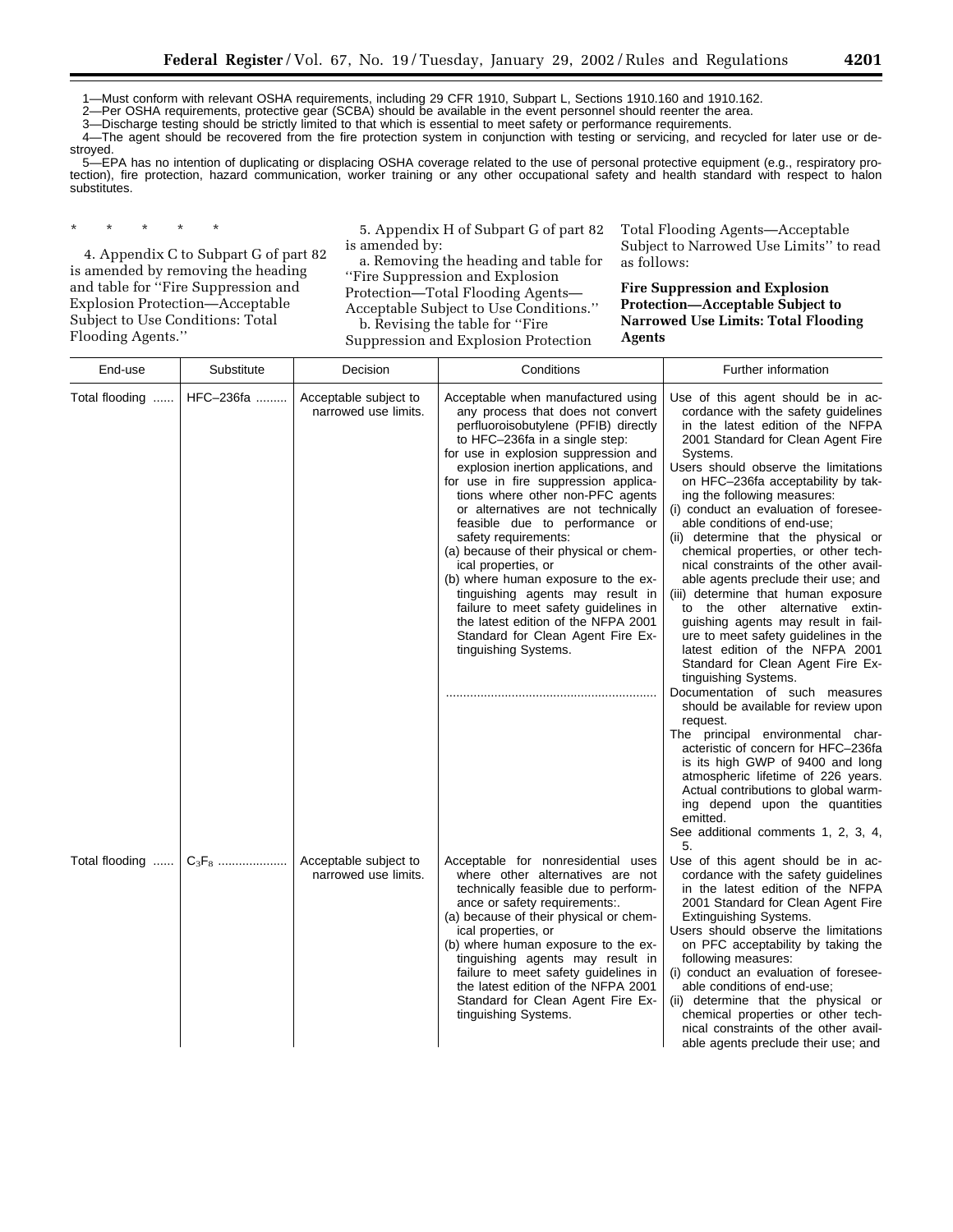1—Must conform with relevant OSHA requirements, including 29 CFR 1910, Subpart L, Sections 1910.160 and 1910.162.

2—Per OSHA requirements, protective gear (SCBA) should be available in the event personnel should reenter the area.

3—Discharge testing should be strictly limited to that which is essential to meet safety or performance requirements.

4—The agent should be recovered from the fire protection system in conjunction with testing or servicing, and recycled for later use or destroyed.

5—EPA has no intention of duplicating or displacing OSHA coverage related to the use of personal protective equipment (e.g., respiratory protection), fire protection, hazard communication, worker training or any other occupational safety and health standard with respect to halon substitutes.

\* \* \* \* \*

4. Appendix C to Subpart G of part 82 is amended by removing the heading and table for ''Fire Suppression and Explosion Protection—Acceptable Subject to Use Conditions: Total Flooding Agents.''

5. Appendix H of Subpart G of part 82 is amended by:

a. Removing the heading and table for ''Fire Suppression and Explosion Protection—Total Flooding Agents—Acceptable Subject to Use Conditions.''

b. Revising the table for ''Fire Suppression and Explosion Protection Total Flooding Agents—Acceptable Subject to Narrowed Use Limits'' to read as follows:

**Fire Suppression and Explosion Protection—Acceptable Subject to Narrowed Use Limits: Total Flooding Agents**

| End-use | Substitute | Decision | Conditions | Further information |
|---|---|---|---|---|
| Total flooding ...... | HFC–236fa ......... | Acceptable subject to narrowed use limits. | Acceptable when manufactured using any process that does not convert perfluoroisobutylene (PFIB) directly to HFC–236fa in a single step: for use in explosion suppression and explosion inertion applications, and for use in fire suppression applications where other non-PFC agents or alternatives are not technically feasible due to performance or safety requirements: (a) because of their physical or chemical properties, or (b) where human exposure to the extinguishing agents may result in failure to meet safety guidelines in the latest edition of the NFPA 2001 Standard for Clean Agent Fire Extinguishing Systems. ............................................................ | Use of this agent should be in accordance with the safety guidelines in the latest edition of the NFPA 2001 Standard for Clean Agent Fire Systems. Users should observe the limitations on HFC–236fa acceptability by taking the following measures: (i) conduct an evaluation of foreseeable conditions of end-use; (ii) determine that the physical or chemical properties, or other technical constraints of the other available agents preclude their use; and (iii) determine that human exposure to the other alternative extinguishing agents may result in failure to meet safety guidelines in the latest edition of the NFPA 2001 Standard for Clean Agent Fire Extinguishing Systems. Documentation of such measures should be available for review upon request. The principal environmental characteristic of concern for HFC–236fa is its high GWP of 9400 and long atmospheric lifetime of 226 years. Actual contributions to global warming depend upon the quantities emitted. See additional comments 1, 2, 3, 4, 5. |
| Total flooding ...... | $C_3F_8$ ................... | Acceptable subject to narrowed use limits. | Acceptable for nonresidential uses where other alternatives are not technically feasible due to performance or safety requirements:. (a) because of their physical or chemical properties, or (b) where human exposure to the extinguishing agents may result in failure to meet safety guidelines in the latest edition of the NFPA 2001 Standard for Clean Agent Fire Extinguishing Systems. | Use of this agent should be in accordance with the safety guidelines in the latest edition of the NFPA 2001 Standard for Clean Agent Fire Extinguishing Systems. Users should observe the limitations on PFC acceptability by taking the following measures: (i) conduct an evaluation of foreseeable conditions of end-use; (ii) determine that the physical or chemical properties or other technical constraints of the other available agents preclude their use; and |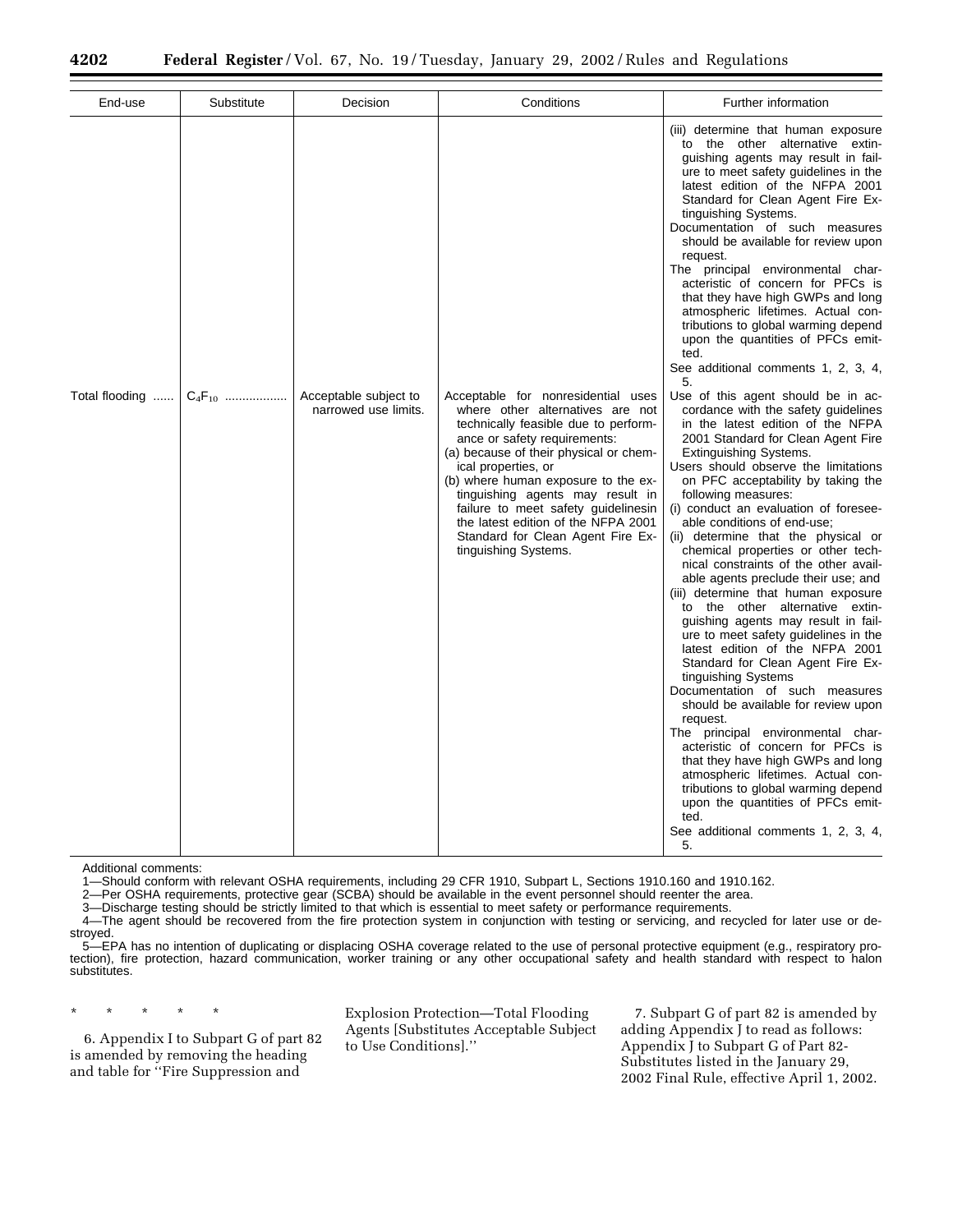| End-use | Substitute | Decision | Conditions | Further information |
| --- | --- | --- | --- | --- |
| | | | | (iii) determine that human exposure to the other alternative extinguishing agents may result in failure to meet safety guidelines in the latest edition of the NFPA 2001 Standard for Clean Agent Fire Extinguishing Systems.<br>Documentation of such measures should be available for review upon request.<br>The principal environmental characteristic of concern for PFCs is that they have high GWPs and long atmospheric lifetimes. Actual contributions to global warming depend upon the quantities of PFCs emitted.<br>See additional comments 1, 2, 3, 4, 5. |
| Total flooding | $C_4F_{10}$ | Acceptable subject to narrowed use limits. | Acceptable for nonresidential uses where other alternatives are not technically feasible due to performance or safety requirements:<br>(a) because of their physical or chemical properties, or<br>(b) where human exposure to the extinguishing agents may result in failure to meet safety guidelinesin the latest edition of the NFPA 2001 Standard for Clean Agent Fire Extinguishing Systems. | Use of this agent should be in accordance with the safety guidelines in the latest edition of the NFPA 2001 Standard for Clean Agent Fire Extinguishing Systems.<br>Users should observe the limitations on PFC acceptability by taking the following measures:<br>(i) conduct an evaluation of foreseeable conditions of end-use;<br>(ii) determine that the physical or chemical properties or other technical constraints of the other available agents preclude their use; and<br>(iii) determine that human exposure to the other alternative extinguishing agents may result in failure to meet safety guidelines in the latest edition of the NFPA 2001 Standard for Clean Agent Fire Extinguishing Systems<br>Documentation of such measures should be available for review upon request.<br>The principal environmental characteristic of concern for PFCs is that they have high GWPs and long atmospheric lifetimes. Actual contributions to global warming depend upon the quantities of PFCs emitted.<br>See additional comments 1, 2, 3, 4, 5. |

Additional comments:

1—Should conform with relevant OSHA requirements, including 29 CFR 1910, Subpart L, Sections 1910.160 and 1910.162.

2—Per OSHA requirements, protective gear (SCBA) should be available in the event personnel should reenter the area.

3—Discharge testing should be strictly limited to that which is essential to meet safety or performance requirements.

4—The agent should be recovered from the fire protection system in conjunction with testing or servicing, and recycled for later use or destroyed.

5—EPA has no intention of duplicating or displacing OSHA coverage related to the use of personal protective equipment (e.g., respiratory protection), fire protection, hazard communication, worker training or any other occupational safety and health standard with respect to halon substitutes.

\* \* \* \* \*

6. Appendix I to Subpart G of part 82 is amended by removing the heading and table for ''Fire Suppression and Explosion Protection—Total Flooding Agents [Substitutes Acceptable Subject to Use Conditions].''

7. Subpart G of part 82 is amended by adding Appendix J to read as follows: Appendix J to Subpart G of Part 82-Substitutes listed in the January 29, 2002 Final Rule, effective April 1, 2002.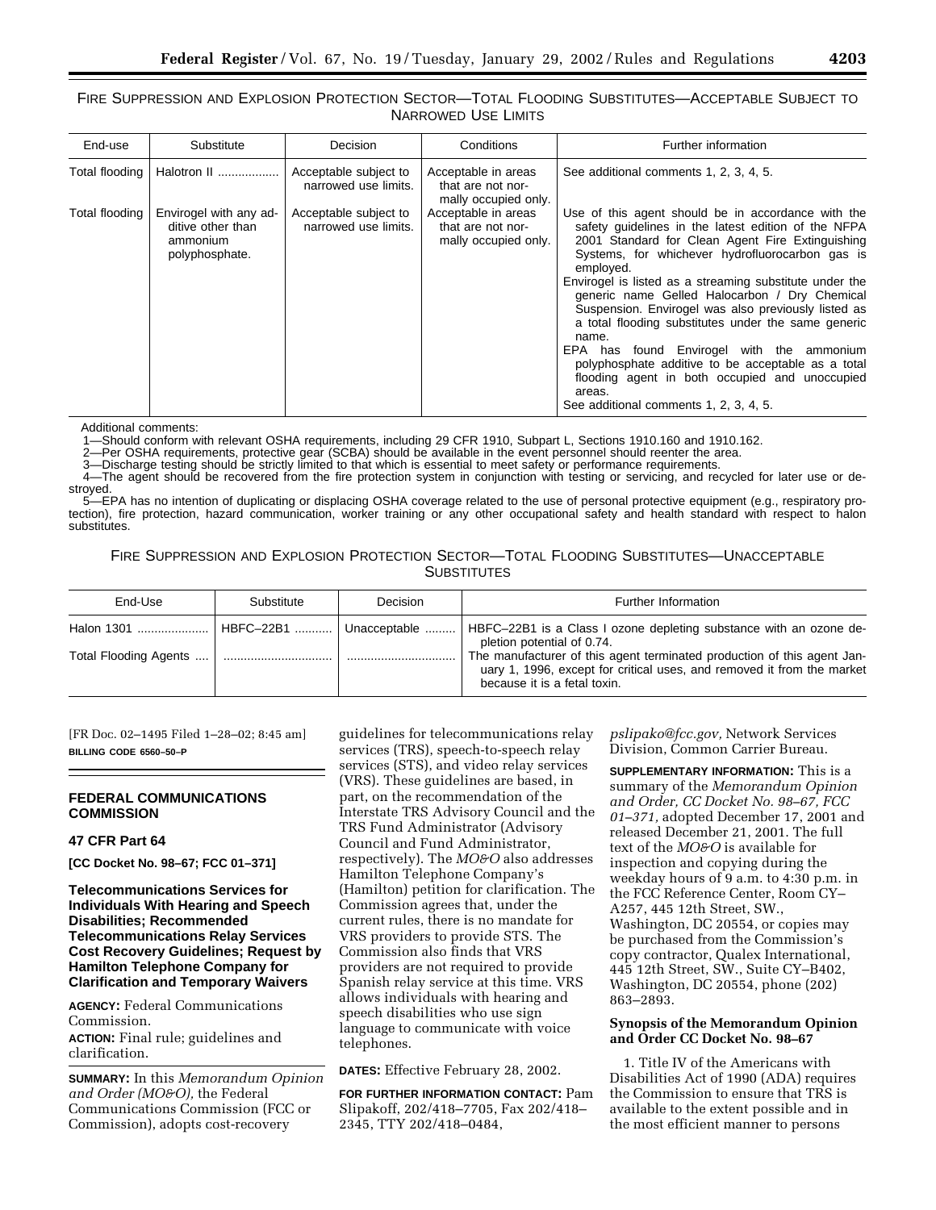FIRE SUPPRESSION AND EXPLOSION PROTECTION SECTOR—TOTAL FLOODING SUBSTITUTES—ACCEPTABLE SUBJECT TO NARROWED USE LIMITS

| End-use | Substitute | Decision | Conditions | Further information |
|---|---|---|---|---|
| Total flooding | Halotron II .................. | Acceptable subject to narrowed use limits. | Acceptable in areas that are not normally occupied only. | See additional comments 1, 2, 3, 4, 5. |
| Total flooding | Envirogel with any additive other than ammonium polyphosphate. | Acceptable subject to narrowed use limits. | Acceptable in areas that are not normally occupied only. | Use of this agent should be in accordance with the safety guidelines in the latest edition of the NFPA 2001 Standard for Clean Agent Fire Extinguishing Systems, for whichever hydrofluorocarbon gas is employed. Envirogel is listed as a streaming substitute under the generic name Gelled Halocarbon / Dry Chemical Suspension. Envirogel was also previously listed as a total flooding substitutes under the same generic name. EPA has found Envirogel with the ammonium polyphosphate additive to be acceptable as a total flooding agent in both occupied and unoccupied areas. See additional comments 1, 2, 3, 4, 5. |

Additional comments:

1—Should conform with relevant OSHA requirements, including 29 CFR 1910, Subpart L, Sections 1910.160 and 1910.162.

2—Per OSHA requirements, protective gear (SCBA) should be available in the event personnel should reenter the area.

3—Discharge testing should be strictly limited to that which is essential to meet safety or performance requirements.

4—The agent should be recovered from the fire protection system in conjunction with testing or servicing, and recycled for later use or destroyed.

5—EPA has no intention of duplicating or displacing OSHA coverage related to the use of personal protective equipment (e.g., respiratory protection), fire protection, hazard communication, worker training or any other occupational safety and health standard with respect to halon substitutes.

FIRE SUPPRESSION AND EXPLOSION PROTECTION SECTOR—TOTAL FLOODING SUBSTITUTES—UNACCEPTABLE SUBSTITUTES

| End-Use | Substitute | Decision | Further Information |
|---|---|---|---|
| Halon 1301 .................... | HBFC–22B1 ........... | Unacceptable ......... | HBFC–22B1 is a Class I ozone depleting substance with an ozone depletion potential of 0.74. |
| Total Flooding Agents .... | ............................... | ............................... | The manufacturer of this agent terminated production of this agent January 1, 1996, except for critical uses, and removed it from the market because it is a fetal toxin. |

[FR Doc. 02–1495 Filed 1–28–02; 8:45 am]

**BILLING CODE 6560–50–P**

## FEDERAL COMMUNICATIONS COMMISSION

### 47 CFR Part 64

**[CC Docket No. 98–67; FCC 01–371]**

### Telecommunications Services for Individuals With Hearing and Speech Disabilities; Recommended Telecommunications Relay Services Cost Recovery Guidelines; Request by Hamilton Telephone Company for Clarification and Temporary Waivers

**AGENCY:** Federal Communications Commission.

**ACTION:** Final rule; guidelines and clarification.

**SUMMARY:** In this *Memorandum Opinion and Order (MO&O),* the Federal Communications Commission (FCC or Commission), adopts cost-recovery guidelines for telecommunications relay services (TRS), speech-to-speech relay services (STS), and video relay services (VRS). These guidelines are based, in part, on the recommendation of the Interstate TRS Advisory Council and the TRS Fund Administrator (Advisory Council and Fund Administrator, respectively). The *MO&O* also addresses Hamilton Telephone Company's (Hamilton) petition for clarification. The Commission agrees that, under the current rules, there is no mandate for VRS providers to provide STS. The Commission also finds that VRS providers are not required to provide Spanish relay service at this time. VRS allows individuals with hearing and speech disabilities who use sign language to communicate with voice telephones.

**DATES:** Effective February 28, 2002.

**FOR FURTHER INFORMATION CONTACT:** Pam Slipakoff, 202/418–7705, Fax 202/418–2345, TTY 202/418–0484, *pslipako@fcc.gov,* Network Services Division, Common Carrier Bureau.

**SUPPLEMENTARY INFORMATION:** This is a summary of the *Memorandum Opinion and Order, CC Docket No. 98–67, FCC 01–371,* adopted December 17, 2001 and released December 21, 2001. The full text of the *MO&O* is available for inspection and copying during the weekday hours of 9 a.m. to 4:30 p.m. in the FCC Reference Center, Room CY–A257, 445 12th Street, SW., Washington, DC 20554, or copies may be purchased from the Commission's copy contractor, Qualex International, 445 12th Street, SW., Suite CY–B402, Washington, DC 20554, phone (202) 863–2893.

### Synopsis of the Memorandum Opinion and Order CC Docket No. 98–67

1. Title IV of the Americans with Disabilities Act of 1990 (ADA) requires the Commission to ensure that TRS is available to the extent possible and in the most efficient manner to persons